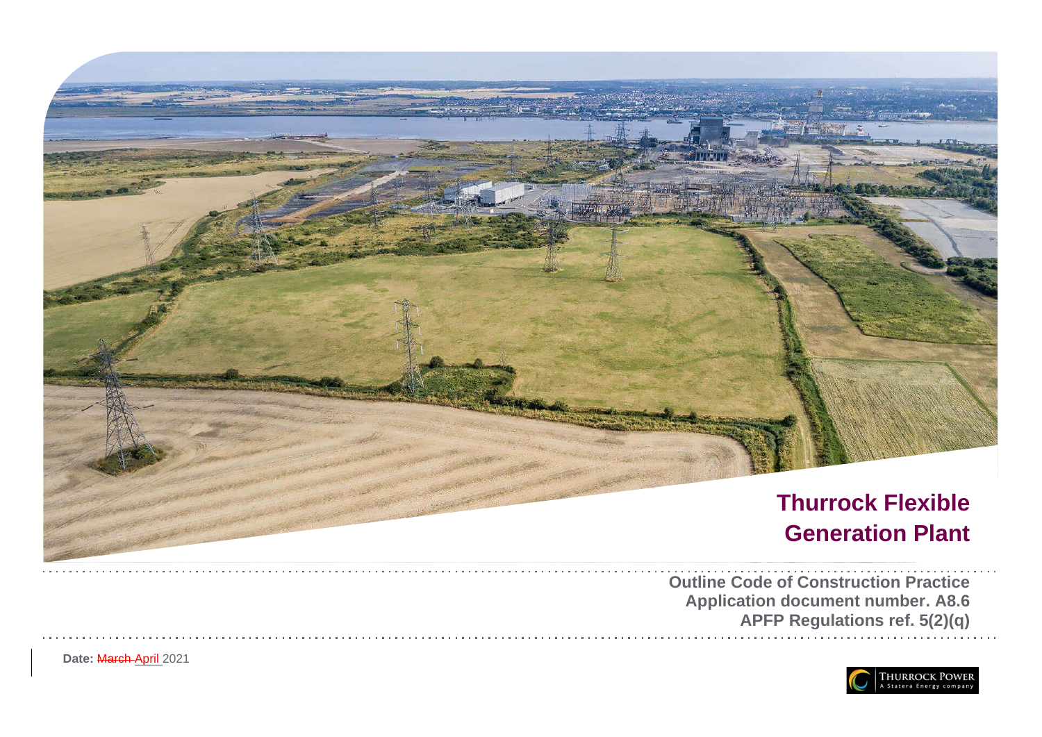# Thurrock Flexible Generation Plant

**Outline Code of Construction Practice**
**Application document number. A8.6**
**APFP Regulations ref. 5(2)(q)**

**Date:** ~~March~~ April 2021

THURROCK POWER
A Statera Energy company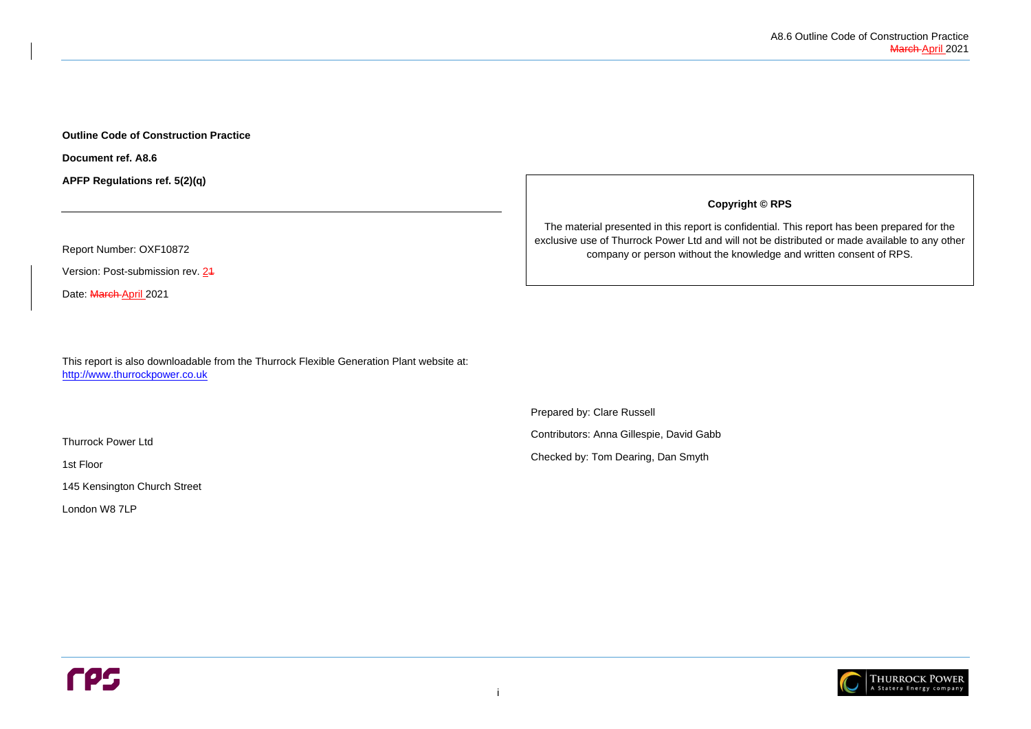**Outline Code of Construction Practice**

**Document ref. A8.6**

**APFP Regulations ref. 5(2)(q)**

---

Report Number: OXF10872

Version: Post-submission rev. ~~1~~2

Date: ~~March~~ April 2021

This report is also downloadable from the Thurrock Flexible Generation Plant website at: [http://www.thurrockpower.co.uk](http://www.thurrockpower.co.uk)

Thurrock Power Ltd

1st Floor

145 Kensington Church Street

London W8 7LP

**Copyright © RPS**

The material presented in this report is confidential. This report has been prepared for the exclusive use of Thurrock Power Ltd and will not be distributed or made available to any other company or person without the knowledge and written consent of RPS.

Prepared by: Clare Russell

Contributors: Anna Gillespie, David Gabb

Checked by: Tom Dearing, Dan Smyth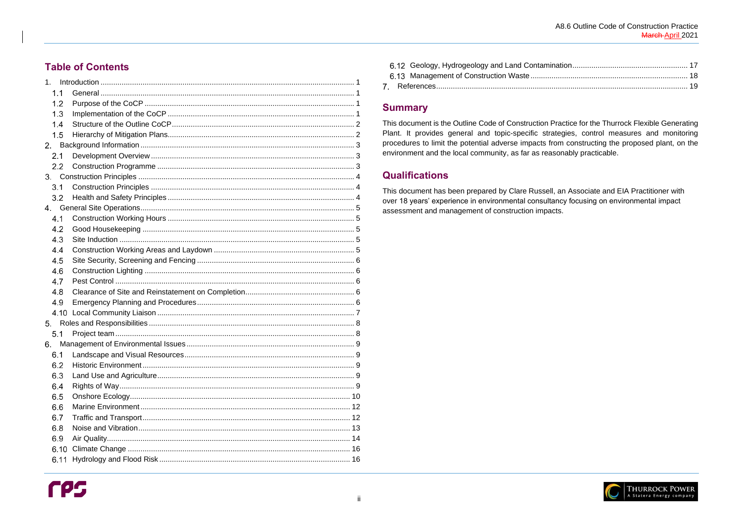## Table of Contents

1. Introduction ........ 1
   - 1.1 General ........ 1
   - 1.2 Purpose of the CoCP ........ 1
   - 1.3 Implementation of the CoCP ........ 1
   - 1.4 Structure of the Outline CoCP ........ 2
   - 1.5 Hierarchy of Mitigation Plans ........ 2
2. Background Information ........ 3
   - 2.1 Development Overview ........ 3
   - 2.2 Construction Programme ........ 3
3. Construction Principles ........ 4
   - 3.1 Construction Principles ........ 4
   - 3.2 Health and Safety Principles ........ 4
4. General Site Operations ........ 5
   - 4.1 Construction Working Hours ........ 5
   - 4.2 Good Housekeeping ........ 5
   - 4.3 Site Induction ........ 5
   - 4.4 Construction Working Areas and Laydown ........ 5
   - 4.5 Site Security, Screening and Fencing ........ 6
   - 4.6 Construction Lighting ........ 6
   - 4.7 Pest Control ........ 6
   - 4.8 Clearance of Site and Reinstatement on Completion ........ 6
   - 4.9 Emergency Planning and Procedures ........ 6
   - 4.10 Local Community Liaison ........ 7
5. Roles and Responsibilities ........ 8
   - 5.1 Project team ........ 8
6. Management of Environmental Issues ........ 9
   - 6.1 Landscape and Visual Resources ........ 9
   - 6.2 Historic Environment ........ 9
   - 6.3 Land Use and Agriculture ........ 9
   - 6.4 Rights of Way ........ 9
   - 6.5 Onshore Ecology ........ 10
   - 6.6 Marine Environment ........ 12
   - 6.7 Traffic and Transport ........ 12
   - 6.8 Noise and Vibration ........ 13
   - 6.9 Air Quality ........ 14
   - 6.10 Climate Change ........ 16
   - 6.11 Hydrology and Flood Risk ........ 16
   - 6.12 Geology, Hydrogeology and Land Contamination ........ 17
   - 6.13 Management of Construction Waste ........ 18
7. References ........ 19

## Summary

This document is the Outline Code of Construction Practice for the Thurrock Flexible Generating Plant. It provides general and topic-specific strategies, control measures and monitoring procedures to limit the potential adverse impacts from constructing the proposed plant, on the environment and the local community, as far as reasonably practicable.

## Qualifications

This document has been prepared by Clare Russell, an Associate and EIA Practitioner with over 18 years' experience in environmental consultancy focusing on environmental impact assessment and management of construction impacts.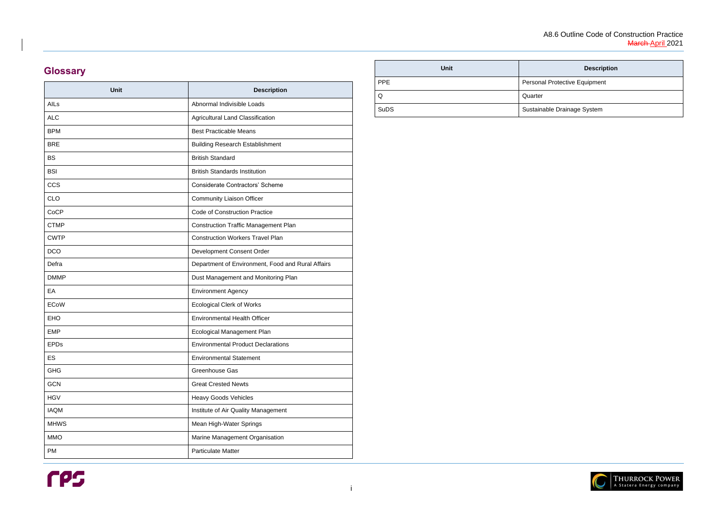## Glossary

| Unit | Description |
| --- | --- |
| AILs | Abnormal Indivisible Loads |
| ALC | Agricultural Land Classification |
| BPM | Best Practicable Means |
| BRE | Building Research Establishment |
| BS | British Standard |
| BSI | British Standards Institution |
| CCS | Considerate Contractors' Scheme |
| CLO | Community Liaison Officer |
| CoCP | Code of Construction Practice |
| CTMP | Construction Traffic Management Plan |
| CWTP | Construction Workers Travel Plan |
| DCO | Development Consent Order |
| Defra | Department of Environment, Food and Rural Affairs |
| DMMP | Dust Management and Monitoring Plan |
| EA | Environment Agency |
| ECoW | Ecological Clerk of Works |
| EHO | Environmental Health Officer |
| EMP | Ecological Management Plan |
| EPDs | Environmental Product Declarations |
| ES | Environmental Statement |
| GHG | Greenhouse Gas |
| GCN | Great Crested Newts |
| HGV | Heavy Goods Vehicles |
| IAQM | Institute of Air Quality Management |
| MHWS | Mean High-Water Springs |
| MMO | Marine Management Organisation |
| PM | Particulate Matter |
| PPE | Personal Protective Equipment |
| Q | Quarter |
| SuDS | Sustainable Drainage System |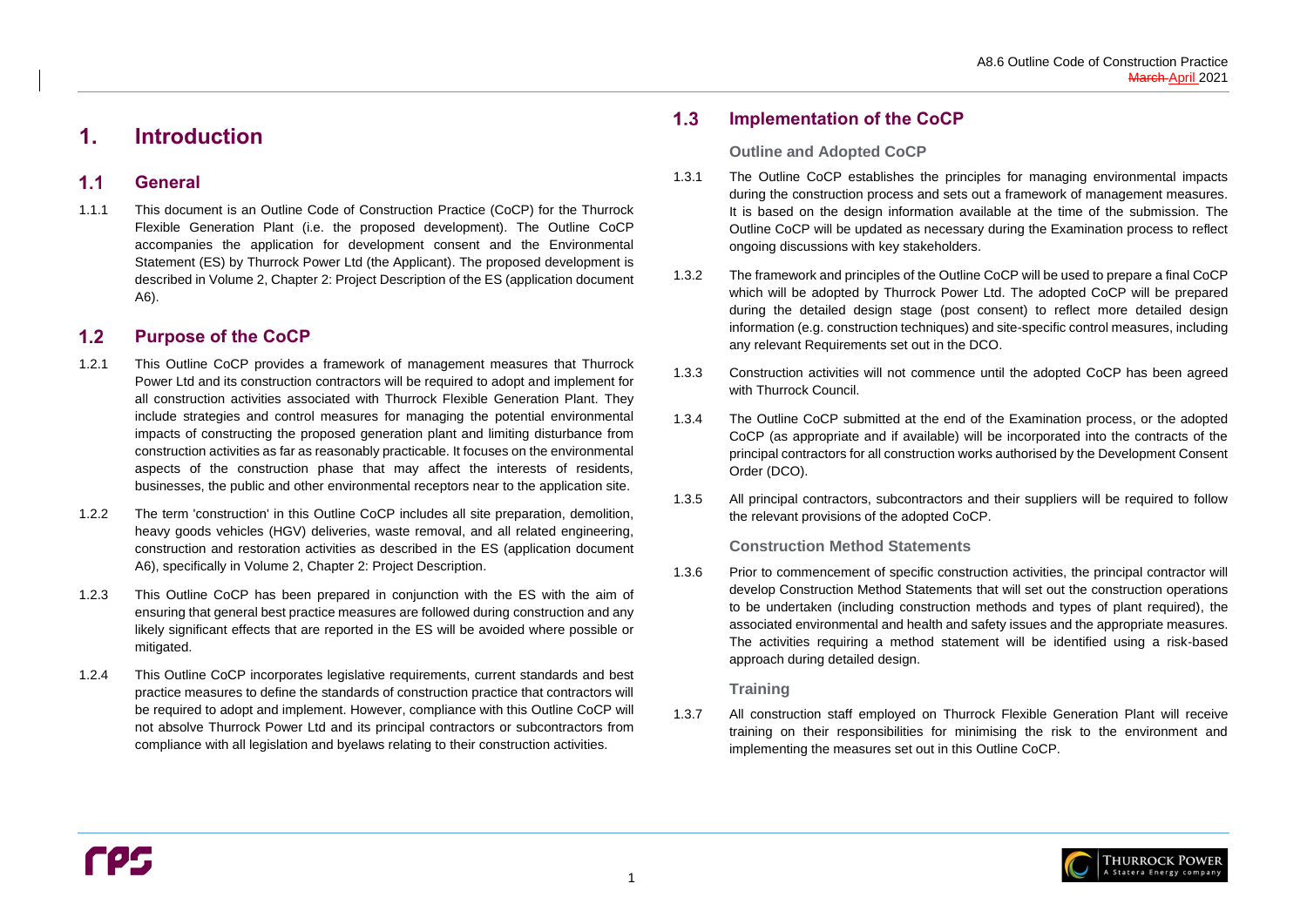# 1. Introduction

## 1.1 General

1.1.1 This document is an Outline Code of Construction Practice (CoCP) for the Thurrock Flexible Generation Plant (i.e. the proposed development). The Outline CoCP accompanies the application for development consent and the Environmental Statement (ES) by Thurrock Power Ltd (the Applicant). The proposed development is described in Volume 2, Chapter 2: Project Description of the ES (application document A6).

## 1.2 Purpose of the CoCP

1.2.1 This Outline CoCP provides a framework of management measures that Thurrock Power Ltd and its construction contractors will be required to adopt and implement for all construction activities associated with Thurrock Flexible Generation Plant. They include strategies and control measures for managing the potential environmental impacts of constructing the proposed generation plant and limiting disturbance from construction activities as far as reasonably practicable. It focuses on the environmental aspects of the construction phase that may affect the interests of residents, businesses, the public and other environmental receptors near to the application site.

1.2.2 The term 'construction' in this Outline CoCP includes all site preparation, demolition, heavy goods vehicles (HGV) deliveries, waste removal, and all related engineering, construction and restoration activities as described in the ES (application document A6), specifically in Volume 2, Chapter 2: Project Description.

1.2.3 This Outline CoCP has been prepared in conjunction with the ES with the aim of ensuring that general best practice measures are followed during construction and any likely significant effects that are reported in the ES will be avoided where possible or mitigated.

1.2.4 This Outline CoCP incorporates legislative requirements, current standards and best practice measures to define the standards of construction practice that contractors will be required to adopt and implement. However, compliance with this Outline CoCP will not absolve Thurrock Power Ltd and its principal contractors or subcontractors from compliance with all legislation and byelaws relating to their construction activities.

## 1.3 Implementation of the CoCP

### Outline and Adopted CoCP

1.3.1 The Outline CoCP establishes the principles for managing environmental impacts during the construction process and sets out a framework of management measures. It is based on the design information available at the time of the submission. The Outline CoCP will be updated as necessary during the Examination process to reflect ongoing discussions with key stakeholders.

1.3.2 The framework and principles of the Outline CoCP will be used to prepare a final CoCP which will be adopted by Thurrock Power Ltd. The adopted CoCP will be prepared during the detailed design stage (post consent) to reflect more detailed design information (e.g. construction techniques) and site-specific control measures, including any relevant Requirements set out in the DCO.

1.3.3 Construction activities will not commence until the adopted CoCP has been agreed with Thurrock Council.

1.3.4 The Outline CoCP submitted at the end of the Examination process, or the adopted CoCP (as appropriate and if available) will be incorporated into the contracts of the principal contractors for all construction works authorised by the Development Consent Order (DCO).

1.3.5 All principal contractors, subcontractors and their suppliers will be required to follow the relevant provisions of the adopted CoCP.

### Construction Method Statements

1.3.6 Prior to commencement of specific construction activities, the principal contractor will develop Construction Method Statements that will set out the construction operations to be undertaken (including construction methods and types of plant required), the associated environmental and health and safety issues and the appropriate measures. The activities requiring a method statement will be identified using a risk-based approach during detailed design.

### Training

1.3.7 All construction staff employed on Thurrock Flexible Generation Plant will receive training on their responsibilities for minimising the risk to the environment and implementing the measures set out in this Outline CoCP.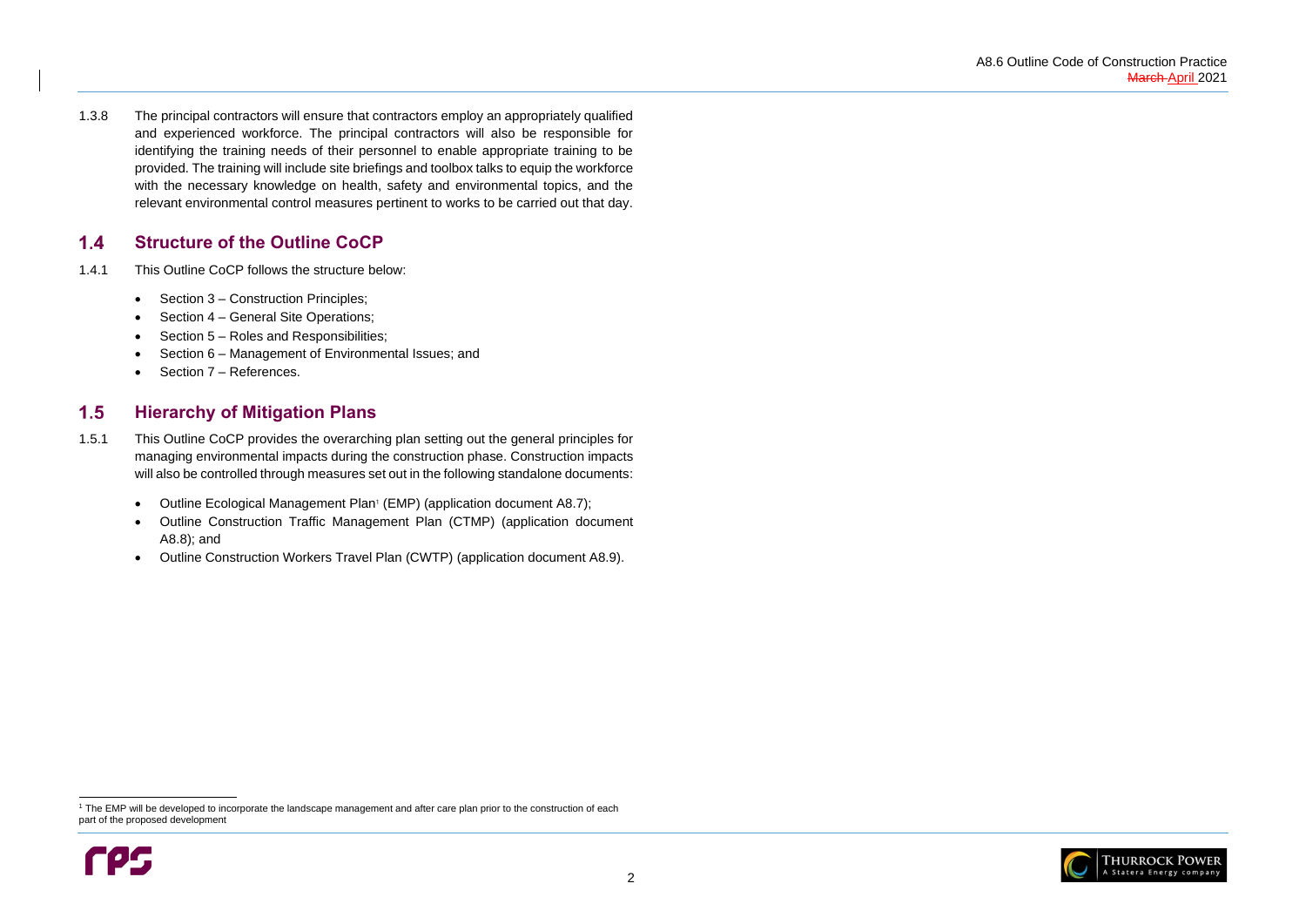1.3.8 The principal contractors will ensure that contractors employ an appropriately qualified and experienced workforce. The principal contractors will also be responsible for identifying the training needs of their personnel to enable appropriate training to be provided. The training will include site briefings and toolbox talks to equip the workforce with the necessary knowledge on health, safety and environmental topics, and the relevant environmental control measures pertinent to works to be carried out that day.

## 1.4 Structure of the Outline CoCP

1.4.1 This Outline CoCP follows the structure below:

- Section 3 – Construction Principles;
- Section 4 – General Site Operations;
- Section 5 – Roles and Responsibilities;
- Section 6 – Management of Environmental Issues; and
- Section 7 – References.

## 1.5 Hierarchy of Mitigation Plans

1.5.1 This Outline CoCP provides the overarching plan setting out the general principles for managing environmental impacts during the construction phase. Construction impacts will also be controlled through measures set out in the following standalone documents:

- Outline Ecological Management Plan[1] (EMP) (application document A8.7);
- Outline Construction Traffic Management Plan (CTMP) (application document A8.8); and
- Outline Construction Workers Travel Plan (CWTP) (application document A8.9).

[1] The EMP will be developed to incorporate the landscape management and after care plan prior to the construction of each part of the proposed development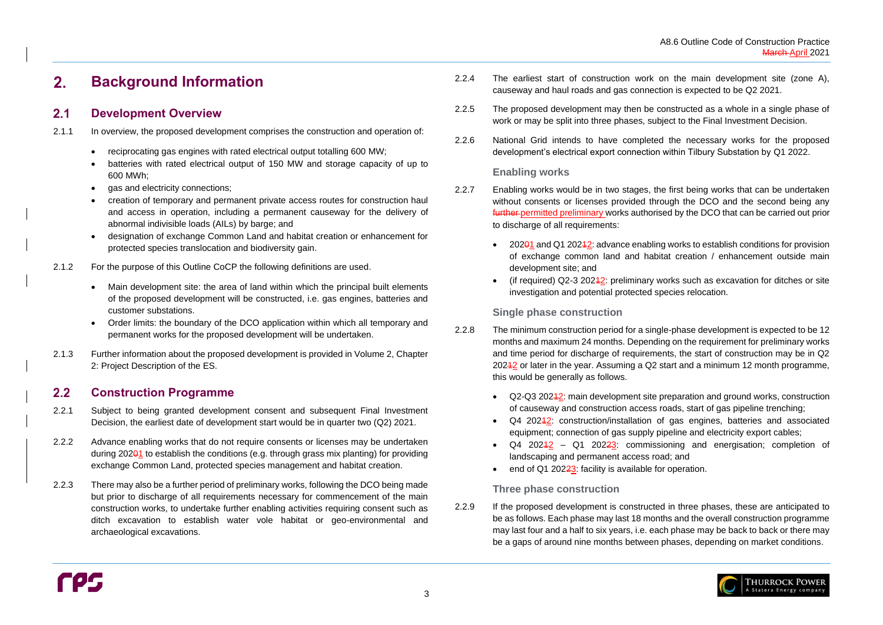# 2. Background Information

## 2.1 Development Overview

2.1.1 In overview, the proposed development comprises the construction and operation of:

- reciprocating gas engines with rated electrical output totalling 600 MW;
- batteries with rated electrical output of 150 MW and storage capacity of up to 600 MWh;
- gas and electricity connections;
- creation of temporary and permanent private access routes for construction haul and access in operation, including a permanent causeway for the delivery of abnormal indivisible loads (AILs) by barge; and
- designation of exchange Common Land and habitat creation or enhancement for protected species translocation and biodiversity gain.

2.1.2 For the purpose of this Outline CoCP the following definitions are used.

- Main development site: the area of land within which the principal built elements of the proposed development will be constructed, i.e. gas engines, batteries and customer substations.
- Order limits: the boundary of the DCO application within which all temporary and permanent works for the proposed development will be undertaken.

2.1.3 Further information about the proposed development is provided in Volume 2, Chapter 2: Project Description of the ES.

## 2.2 Construction Programme

2.2.1 Subject to being granted development consent and subsequent Final Investment Decision, the earliest date of development start would be in quarter two (Q2) 2021.

2.2.2 Advance enabling works that do not require consents or licenses may be undertaken during 202~~0~~1 to establish the conditions (e.g. through grass mix planting) for providing exchange Common Land, protected species management and habitat creation.

2.2.3 There may also be a further period of preliminary works, following the DCO being made but prior to discharge of all requirements necessary for commencement of the main construction works, to undertake further enabling activities requiring consent such as ditch excavation to establish water vole habitat or geo-environmental and archaeological excavations.

2.2.4 The earliest start of construction work on the main development site (zone A), causeway and haul roads and gas connection is expected to be Q2 2021.

2.2.5 The proposed development may then be constructed as a whole in a single phase of work or may be split into three phases, subject to the Final Investment Decision.

2.2.6 National Grid intends to have completed the necessary works for the proposed development's electrical export connection within Tilbury Substation by Q1 2022.

### Enabling works

2.2.7 Enabling works would be in two stages, the first being works that can be undertaken without consents or licenses provided through the DCO and the second being any ~~further~~ permitted preliminary works authorised by the DCO that can be carried out prior to discharge of all requirements:

- 202~~0~~1 and Q1 202~~1~~2: advance enabling works to establish conditions for provision of exchange common land and habitat creation / enhancement outside main development site; and
- (if required) Q2-3 202~~1~~2: preliminary works such as excavation for ditches or site investigation and potential protected species relocation.

### Single phase construction

2.2.8 The minimum construction period for a single-phase development is expected to be 12 months and maximum 24 months. Depending on the requirement for preliminary works and time period for discharge of requirements, the start of construction may be in Q2 202~~1~~2 or later in the year. Assuming a Q2 start and a minimum 12 month programme, this would be generally as follows.

- Q2-Q3 202~~1~~2: main development site preparation and ground works, construction of causeway and construction access roads, start of gas pipeline trenching;
- Q4 202~~1~~2: construction/installation of gas engines, batteries and associated equipment; connection of gas supply pipeline and electricity export cables;
- Q4 202~~1~~2 – Q1 202~~2~~3: commissioning and energisation; completion of landscaping and permanent access road; and
- end of Q1 202~~2~~3: facility is available for operation.

### Three phase construction

2.2.9 If the proposed development is constructed in three phases, these are anticipated to be as follows. Each phase may last 18 months and the overall construction programme may last four and a half to six years, i.e. each phase may be back to back or there may be a gaps of around nine months between phases, depending on market conditions.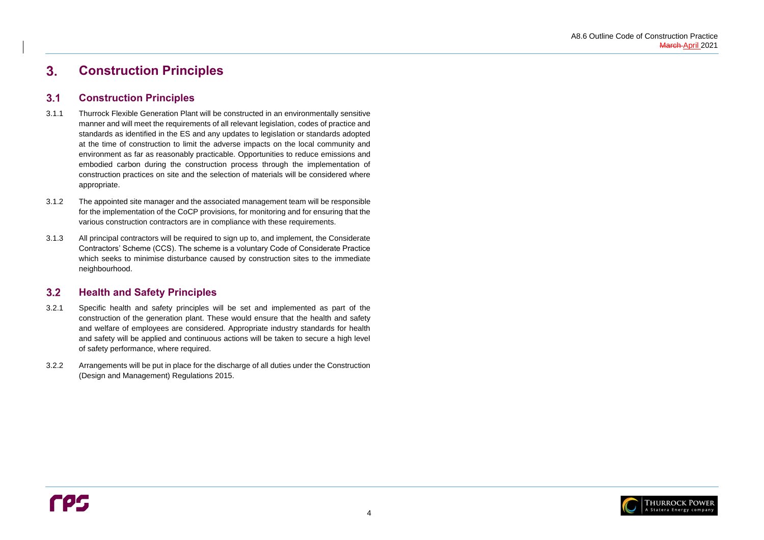# 3. Construction Principles

## 3.1 Construction Principles

3.1.1 Thurrock Flexible Generation Plant will be constructed in an environmentally sensitive manner and will meet the requirements of all relevant legislation, codes of practice and standards as identified in the ES and any updates to legislation or standards adopted at the time of construction to limit the adverse impacts on the local community and environment as far as reasonably practicable. Opportunities to reduce emissions and embodied carbon during the construction process through the implementation of construction practices on site and the selection of materials will be considered where appropriate.

3.1.2 The appointed site manager and the associated management team will be responsible for the implementation of the CoCP provisions, for monitoring and for ensuring that the various construction contractors are in compliance with these requirements.

3.1.3 All principal contractors will be required to sign up to, and implement, the Considerate Contractors' Scheme (CCS). The scheme is a voluntary Code of Considerate Practice which seeks to minimise disturbance caused by construction sites to the immediate neighbourhood.

## 3.2 Health and Safety Principles

3.2.1 Specific health and safety principles will be set and implemented as part of the construction of the generation plant. These would ensure that the health and safety and welfare of employees are considered. Appropriate industry standards for health and safety will be applied and continuous actions will be taken to secure a high level of safety performance, where required.

3.2.2 Arrangements will be put in place for the discharge of all duties under the Construction (Design and Management) Regulations 2015.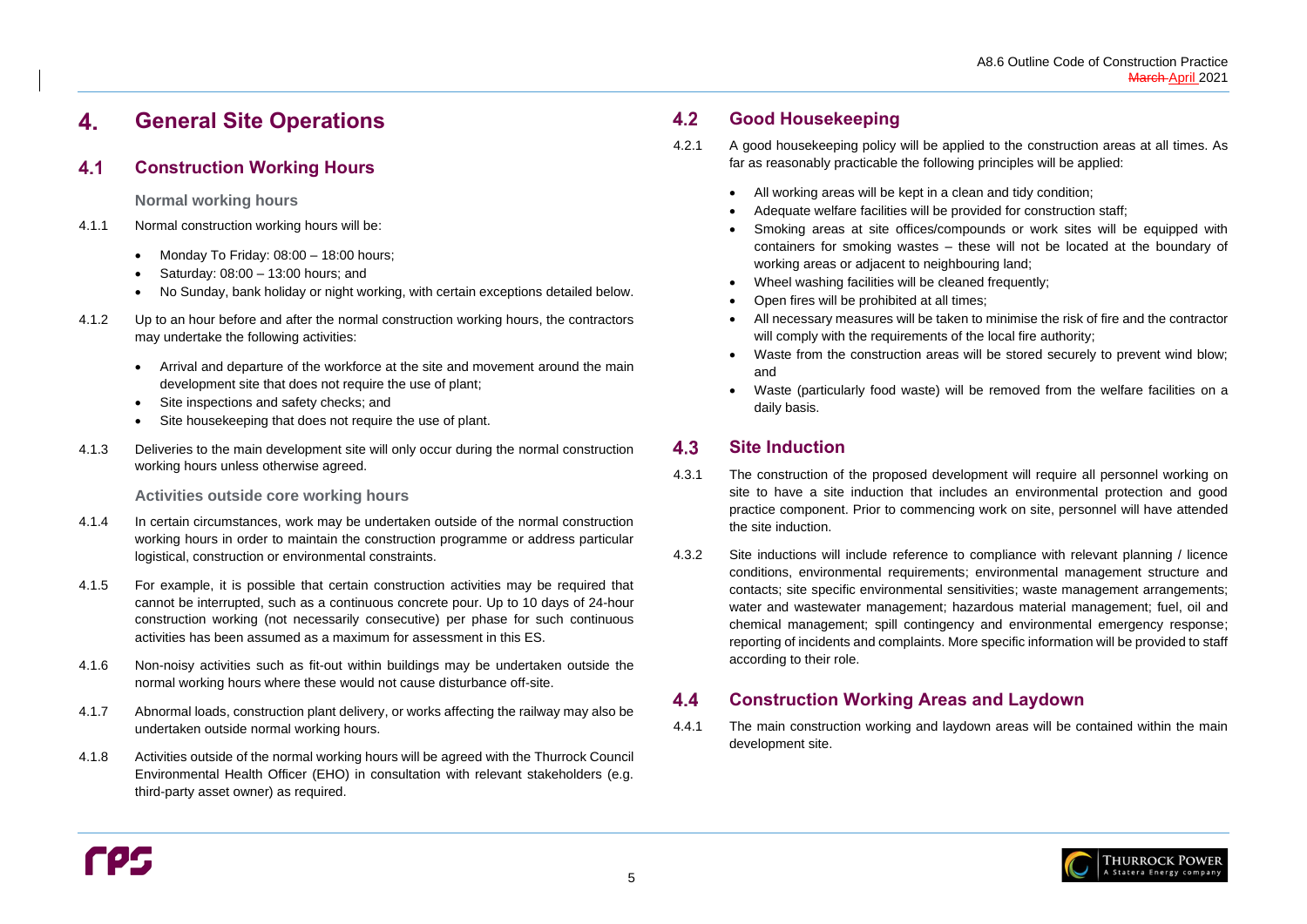## 4. General Site Operations

### 4.1 Construction Working Hours

#### Normal working hours

4.1.1 Normal construction working hours will be:

- Monday To Friday: 08:00 – 18:00 hours;
- Saturday: 08:00 – 13:00 hours; and
- No Sunday, bank holiday or night working, with certain exceptions detailed below.

4.1.2 Up to an hour before and after the normal construction working hours, the contractors may undertake the following activities:

- Arrival and departure of the workforce at the site and movement around the main development site that does not require the use of plant;
- Site inspections and safety checks; and
- Site housekeeping that does not require the use of plant.

4.1.3 Deliveries to the main development site will only occur during the normal construction working hours unless otherwise agreed.

#### Activities outside core working hours

4.1.4 In certain circumstances, work may be undertaken outside of the normal construction working hours in order to maintain the construction programme or address particular logistical, construction or environmental constraints.

4.1.5 For example, it is possible that certain construction activities may be required that cannot be interrupted, such as a continuous concrete pour. Up to 10 days of 24-hour construction working (not necessarily consecutive) per phase for such continuous activities has been assumed as a maximum for assessment in this ES.

4.1.6 Non-noisy activities such as fit-out within buildings may be undertaken outside the normal working hours where these would not cause disturbance off-site.

4.1.7 Abnormal loads, construction plant delivery, or works affecting the railway may also be undertaken outside normal working hours.

4.1.8 Activities outside of the normal working hours will be agreed with the Thurrock Council Environmental Health Officer (EHO) in consultation with relevant stakeholders (e.g. third-party asset owner) as required.

### 4.2 Good Housekeeping

4.2.1 A good housekeeping policy will be applied to the construction areas at all times. As far as reasonably practicable the following principles will be applied:

- All working areas will be kept in a clean and tidy condition;
- Adequate welfare facilities will be provided for construction staff;
- Smoking areas at site offices/compounds or work sites will be equipped with containers for smoking wastes – these will not be located at the boundary of working areas or adjacent to neighbouring land;
- Wheel washing facilities will be cleaned frequently;
- Open fires will be prohibited at all times;
- All necessary measures will be taken to minimise the risk of fire and the contractor will comply with the requirements of the local fire authority;
- Waste from the construction areas will be stored securely to prevent wind blow; and
- Waste (particularly food waste) will be removed from the welfare facilities on a daily basis.

### 4.3 Site Induction

4.3.1 The construction of the proposed development will require all personnel working on site to have a site induction that includes an environmental protection and good practice component. Prior to commencing work on site, personnel will have attended the site induction.

4.3.2 Site inductions will include reference to compliance with relevant planning / licence conditions, environmental requirements; environmental management structure and contacts; site specific environmental sensitivities; waste management arrangements; water and wastewater management; hazardous material management; fuel, oil and chemical management; spill contingency and environmental emergency response; reporting of incidents and complaints. More specific information will be provided to staff according to their role.

### 4.4 Construction Working Areas and Laydown

4.4.1 The main construction working and laydown areas will be contained within the main development site.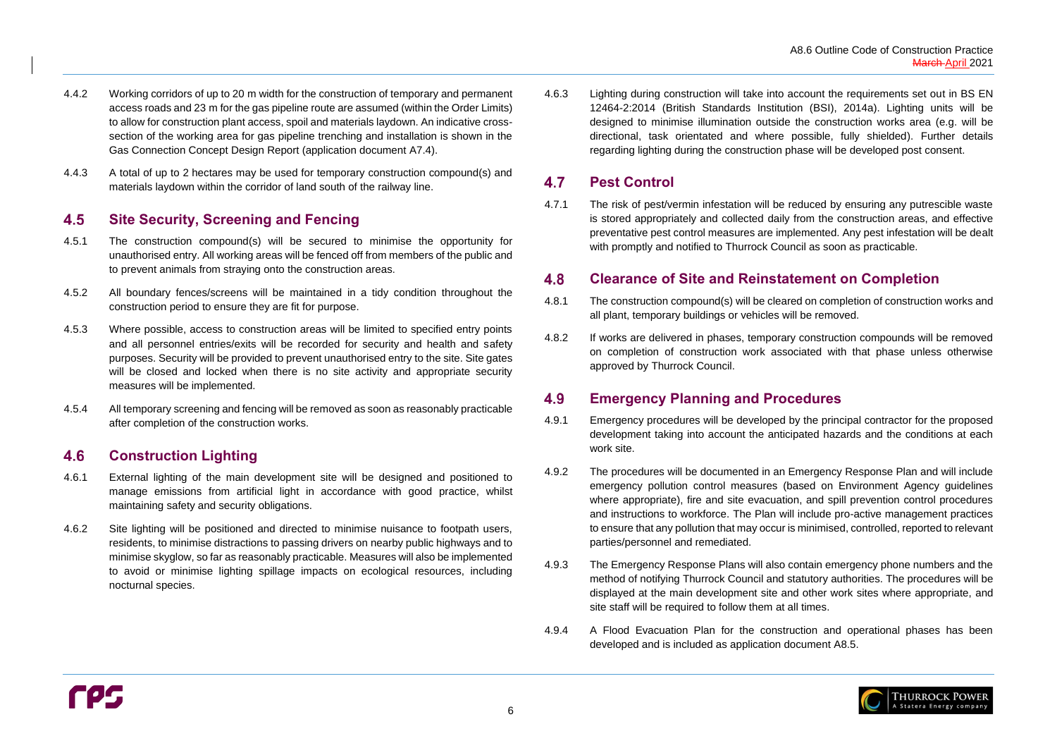4.4.2 Working corridors of up to 20 m width for the construction of temporary and permanent access roads and 23 m for the gas pipeline route are assumed (within the Order Limits) to allow for construction plant access, spoil and materials laydown. An indicative cross-section of the working area for gas pipeline trenching and installation is shown in the Gas Connection Concept Design Report (application document A7.4).

4.4.3 A total of up to 2 hectares may be used for temporary construction compound(s) and materials laydown within the corridor of land south of the railway line.

## 4.5 Site Security, Screening and Fencing

4.5.1 The construction compound(s) will be secured to minimise the opportunity for unauthorised entry. All working areas will be fenced off from members of the public and to prevent animals from straying onto the construction areas.

4.5.2 All boundary fences/screens will be maintained in a tidy condition throughout the construction period to ensure they are fit for purpose.

4.5.3 Where possible, access to construction areas will be limited to specified entry points and all personnel entries/exits will be recorded for security and health and safety purposes. Security will be provided to prevent unauthorised entry to the site. Site gates will be closed and locked when there is no site activity and appropriate security measures will be implemented.

4.5.4 All temporary screening and fencing will be removed as soon as reasonably practicable after completion of the construction works.

## 4.6 Construction Lighting

4.6.1 External lighting of the main development site will be designed and positioned to manage emissions from artificial light in accordance with good practice, whilst maintaining safety and security obligations.

4.6.2 Site lighting will be positioned and directed to minimise nuisance to footpath users, residents, to minimise distractions to passing drivers on nearby public highways and to minimise skyglow, so far as reasonably practicable. Measures will also be implemented to avoid or minimise lighting spillage impacts on ecological resources, including nocturnal species.

4.6.3 Lighting during construction will take into account the requirements set out in BS EN 12464-2:2014 (British Standards Institution (BSI), 2014a). Lighting units will be designed to minimise illumination outside the construction works area (e.g. will be directional, task orientated and where possible, fully shielded). Further details regarding lighting during the construction phase will be developed post consent.

## 4.7 Pest Control

4.7.1 The risk of pest/vermin infestation will be reduced by ensuring any putrescible waste is stored appropriately and collected daily from the construction areas, and effective preventative pest control measures are implemented. Any pest infestation will be dealt with promptly and notified to Thurrock Council as soon as practicable.

## 4.8 Clearance of Site and Reinstatement on Completion

4.8.1 The construction compound(s) will be cleared on completion of construction works and all plant, temporary buildings or vehicles will be removed.

4.8.2 If works are delivered in phases, temporary construction compounds will be removed on completion of construction work associated with that phase unless otherwise approved by Thurrock Council.

## 4.9 Emergency Planning and Procedures

4.9.1 Emergency procedures will be developed by the principal contractor for the proposed development taking into account the anticipated hazards and the conditions at each work site.

4.9.2 The procedures will be documented in an Emergency Response Plan and will include emergency pollution control measures (based on Environment Agency guidelines where appropriate), fire and site evacuation, and spill prevention control procedures and instructions to workforce. The Plan will include pro-active management practices to ensure that any pollution that may occur is minimised, controlled, reported to relevant parties/personnel and remediated.

4.9.3 The Emergency Response Plans will also contain emergency phone numbers and the method of notifying Thurrock Council and statutory authorities. The procedures will be displayed at the main development site and other work sites where appropriate, and site staff will be required to follow them at all times.

4.9.4 A Flood Evacuation Plan for the construction and operational phases has been developed and is included as application document A8.5.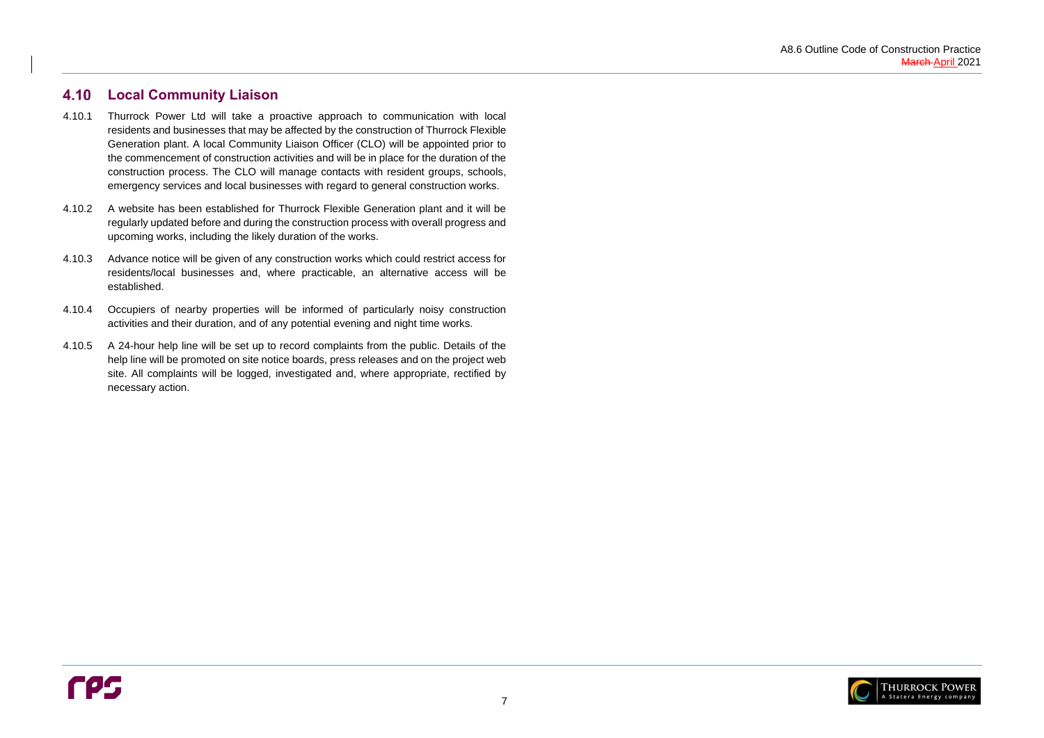## 4.10 Local Community Liaison

4.10.1 Thurrock Power Ltd will take a proactive approach to communication with local residents and businesses that may be affected by the construction of Thurrock Flexible Generation plant. A local Community Liaison Officer (CLO) will be appointed prior to the commencement of construction activities and will be in place for the duration of the construction process. The CLO will manage contacts with resident groups, schools, emergency services and local businesses with regard to general construction works.

4.10.2 A website has been established for Thurrock Flexible Generation plant and it will be regularly updated before and during the construction process with overall progress and upcoming works, including the likely duration of the works.

4.10.3 Advance notice will be given of any construction works which could restrict access for residents/local businesses and, where practicable, an alternative access will be established.

4.10.4 Occupiers of nearby properties will be informed of particularly noisy construction activities and their duration, and of any potential evening and night time works.

4.10.5 A 24-hour help line will be set up to record complaints from the public. Details of the help line will be promoted on site notice boards, press releases and on the project web site. All complaints will be logged, investigated and, where appropriate, rectified by necessary action.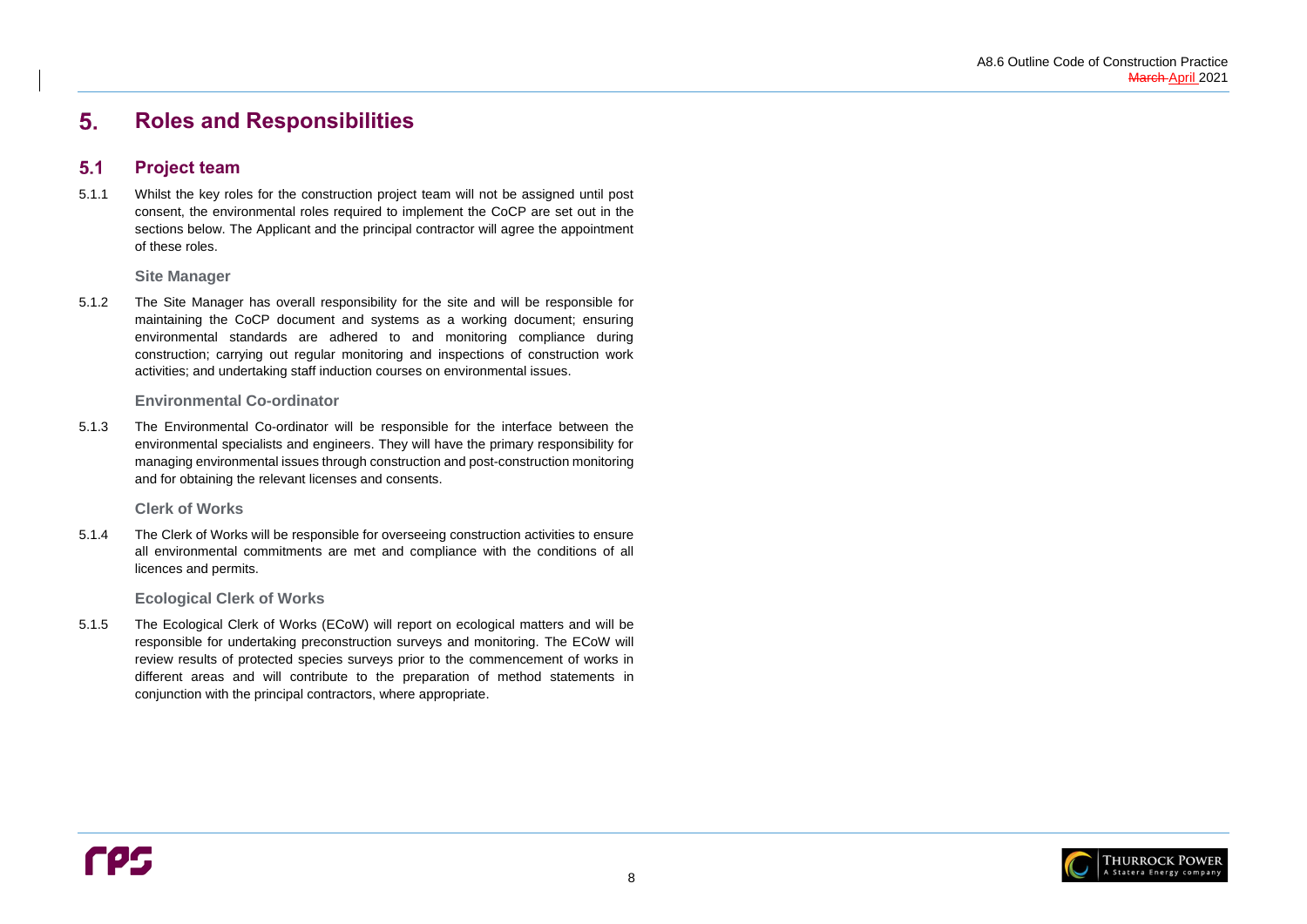# 5. Roles and Responsibilities

## 5.1 Project team

5.1.1 Whilst the key roles for the construction project team will not be assigned until post consent, the environmental roles required to implement the CoCP are set out in the sections below. The Applicant and the principal contractor will agree the appointment of these roles.

### Site Manager

5.1.2 The Site Manager has overall responsibility for the site and will be responsible for maintaining the CoCP document and systems as a working document; ensuring environmental standards are adhered to and monitoring compliance during construction; carrying out regular monitoring and inspections of construction work activities; and undertaking staff induction courses on environmental issues.

### Environmental Co-ordinator

5.1.3 The Environmental Co-ordinator will be responsible for the interface between the environmental specialists and engineers. They will have the primary responsibility for managing environmental issues through construction and post-construction monitoring and for obtaining the relevant licenses and consents.

### Clerk of Works

5.1.4 The Clerk of Works will be responsible for overseeing construction activities to ensure all environmental commitments are met and compliance with the conditions of all licences and permits.

### Ecological Clerk of Works

5.1.5 The Ecological Clerk of Works (ECoW) will report on ecological matters and will be responsible for undertaking preconstruction surveys and monitoring. The ECoW will review results of protected species surveys prior to the commencement of works in different areas and will contribute to the preparation of method statements in conjunction with the principal contractors, where appropriate.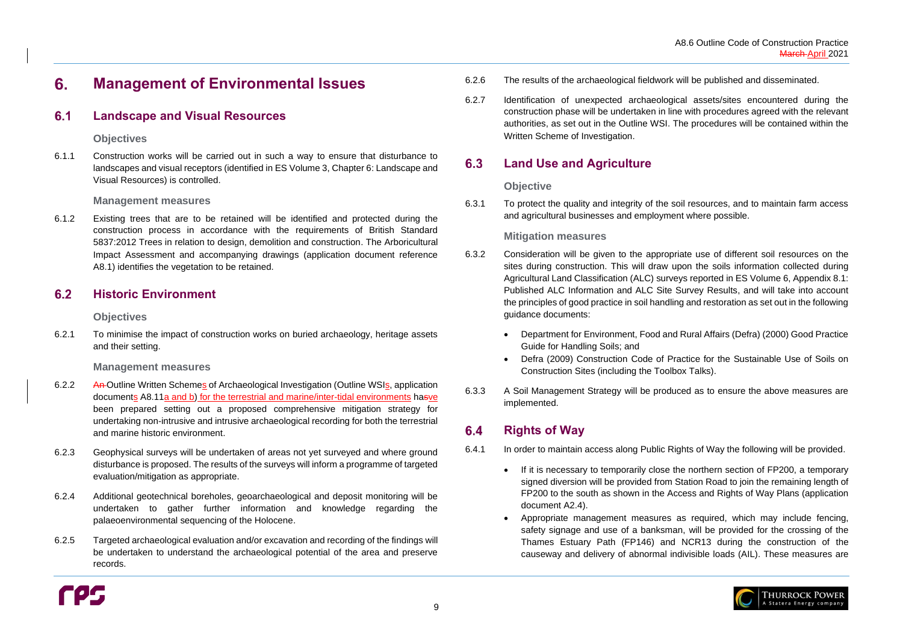# 6. Management of Environmental Issues

## 6.1 Landscape and Visual Resources

### Objectives

6.1.1 Construction works will be carried out in such a way to ensure that disturbance to landscapes and visual receptors (identified in ES Volume 3, Chapter 6: Landscape and Visual Resources) is controlled.

### Management measures

6.1.2 Existing trees that are to be retained will be identified and protected during the construction process in accordance with the requirements of British Standard 5837:2012 Trees in relation to design, demolition and construction. The Arboricultural Impact Assessment and accompanying drawings (application document reference A8.1) identifies the vegetation to be retained.

## 6.2 Historic Environment

### Objectives

6.2.1 To minimise the impact of construction works on buried archaeology, heritage assets and their setting.

### Management measures

6.2.2 ~~An~~ Outline Written Schemes of Archaeological Investigation (Outline WSIs, application documents A8.11a and b) for the terrestrial and marine/inter-tidal environments ha~~s~~ve been prepared setting out a proposed comprehensive mitigation strategy for undertaking non-intrusive and intrusive archaeological recording for both the terrestrial and marine historic environment.

6.2.3 Geophysical surveys will be undertaken of areas not yet surveyed and where ground disturbance is proposed. The results of the surveys will inform a programme of targeted evaluation/mitigation as appropriate.

6.2.4 Additional geotechnical boreholes, geoarchaeological and deposit monitoring will be undertaken to gather further information and knowledge regarding the palaeoenvironmental sequencing of the Holocene.

6.2.5 Targeted archaeological evaluation and/or excavation and recording of the findings will be undertaken to understand the archaeological potential of the area and preserve records.

6.2.6 The results of the archaeological fieldwork will be published and disseminated.

6.2.7 Identification of unexpected archaeological assets/sites encountered during the construction phase will be undertaken in line with procedures agreed with the relevant authorities, as set out in the Outline WSI. The procedures will be contained within the Written Scheme of Investigation.

## 6.3 Land Use and Agriculture

### Objective

6.3.1 To protect the quality and integrity of the soil resources, and to maintain farm access and agricultural businesses and employment where possible.

### Mitigation measures

6.3.2 Consideration will be given to the appropriate use of different soil resources on the sites during construction. This will draw upon the soils information collected during Agricultural Land Classification (ALC) surveys reported in ES Volume 6, Appendix 8.1: Published ALC Information and ALC Site Survey Results, and will take into account the principles of good practice in soil handling and restoration as set out in the following guidance documents:

- Department for Environment, Food and Rural Affairs (Defra) (2000) Good Practice Guide for Handling Soils; and
- Defra (2009) Construction Code of Practice for the Sustainable Use of Soils on Construction Sites (including the Toolbox Talks).

6.3.3 A Soil Management Strategy will be produced as to ensure the above measures are implemented.

## 6.4 Rights of Way

6.4.1 In order to maintain access along Public Rights of Way the following will be provided.

- If it is necessary to temporarily close the northern section of FP200, a temporary signed diversion will be provided from Station Road to join the remaining length of FP200 to the south as shown in the Access and Rights of Way Plans (application document A2.4).
- Appropriate management measures as required, which may include fencing, safety signage and use of a banksman, will be provided for the crossing of the Thames Estuary Path (FP146) and NCR13 during the construction of the causeway and delivery of abnormal indivisible loads (AIL). These measures are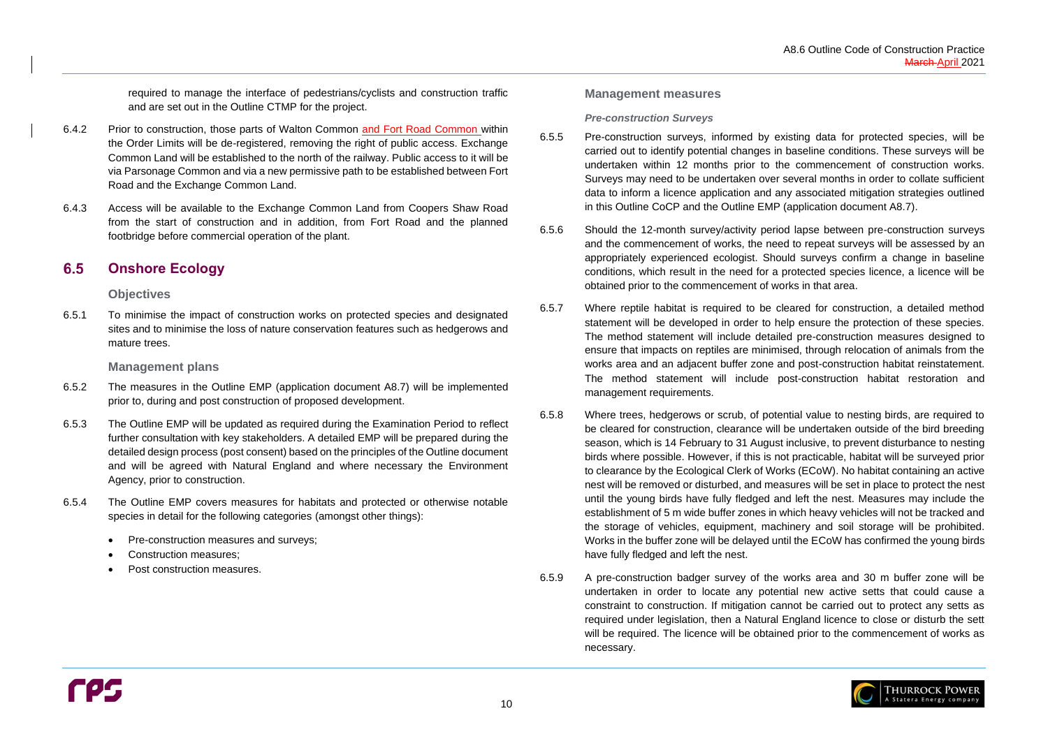required to manage the interface of pedestrians/cyclists and construction traffic and are set out in the Outline CTMP for the project.

6.4.2 Prior to construction, those parts of Walton Common and Fort Road Common within the Order Limits will be de-registered, removing the right of public access. Exchange Common Land will be established to the north of the railway. Public access to it will be via Parsonage Common and via a new permissive path to be established between Fort Road and the Exchange Common Land.

6.4.3 Access will be available to the Exchange Common Land from Coopers Shaw Road from the start of construction and in addition, from Fort Road and the planned footbridge before commercial operation of the plant.

## 6.5 Onshore Ecology

### Objectives

6.5.1 To minimise the impact of construction works on protected species and designated sites and to minimise the loss of nature conservation features such as hedgerows and mature trees.

### Management plans

6.5.2 The measures in the Outline EMP (application document A8.7) will be implemented prior to, during and post construction of proposed development.

6.5.3 The Outline EMP will be updated as required during the Examination Period to reflect further consultation with key stakeholders. A detailed EMP will be prepared during the detailed design process (post consent) based on the principles of the Outline document and will be agreed with Natural England and where necessary the Environment Agency, prior to construction.

6.5.4 The Outline EMP covers measures for habitats and protected or otherwise notable species in detail for the following categories (amongst other things):

- Pre-construction measures and surveys;
- Construction measures;
- Post construction measures.

### Management measures

#### *Pre-construction Surveys*

6.5.5 Pre-construction surveys, informed by existing data for protected species, will be carried out to identify potential changes in baseline conditions. These surveys will be undertaken within 12 months prior to the commencement of construction works. Surveys may need to be undertaken over several months in order to collate sufficient data to inform a licence application and any associated mitigation strategies outlined in this Outline CoCP and the Outline EMP (application document A8.7).

6.5.6 Should the 12-month survey/activity period lapse between pre-construction surveys and the commencement of works, the need to repeat surveys will be assessed by an appropriately experienced ecologist. Should surveys confirm a change in baseline conditions, which result in the need for a protected species licence, a licence will be obtained prior to the commencement of works in that area.

6.5.7 Where reptile habitat is required to be cleared for construction, a detailed method statement will be developed in order to help ensure the protection of these species. The method statement will include detailed pre-construction measures designed to ensure that impacts on reptiles are minimised, through relocation of animals from the works area and an adjacent buffer zone and post-construction habitat reinstatement. The method statement will include post-construction habitat restoration and management requirements.

6.5.8 Where trees, hedgerows or scrub, of potential value to nesting birds, are required to be cleared for construction, clearance will be undertaken outside of the bird breeding season, which is 14 February to 31 August inclusive, to prevent disturbance to nesting birds where possible. However, if this is not practicable, habitat will be surveyed prior to clearance by the Ecological Clerk of Works (ECoW). No habitat containing an active nest will be removed or disturbed, and measures will be set in place to protect the nest until the young birds have fully fledged and left the nest. Measures may include the establishment of 5 m wide buffer zones in which heavy vehicles will not be tracked and the storage of vehicles, equipment, machinery and soil storage will be prohibited. Works in the buffer zone will be delayed until the ECoW has confirmed the young birds have fully fledged and left the nest.

6.5.9 A pre-construction badger survey of the works area and 30 m buffer zone will be undertaken in order to locate any potential new active setts that could cause a constraint to construction. If mitigation cannot be carried out to protect any setts as required under legislation, then a Natural England licence to close or disturb the sett will be required. The licence will be obtained prior to the commencement of works as necessary.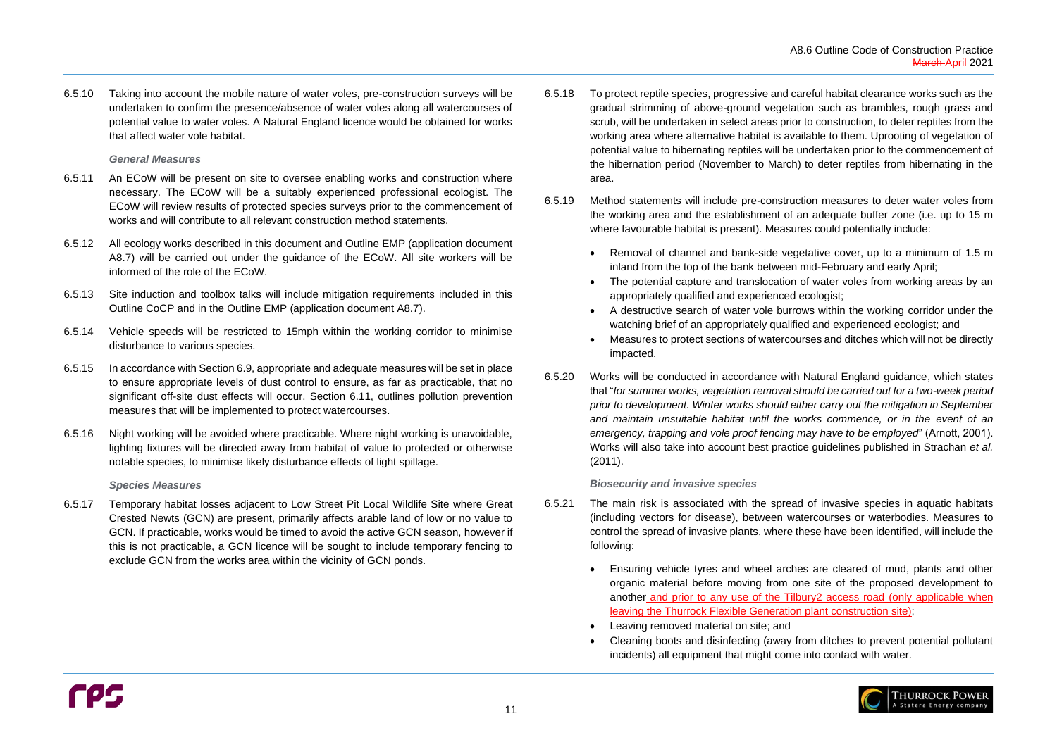6.5.10 Taking into account the mobile nature of water voles, pre-construction surveys will be undertaken to confirm the presence/absence of water voles along all watercourses of potential value to water voles. A Natural England licence would be obtained for works that affect water vole habitat.

***General Measures***

6.5.11 An ECoW will be present on site to oversee enabling works and construction where necessary. The ECoW will be a suitably experienced professional ecologist. The ECoW will review results of protected species surveys prior to the commencement of works and will contribute to all relevant construction method statements.

6.5.12 All ecology works described in this document and Outline EMP (application document A8.7) will be carried out under the guidance of the ECoW. All site workers will be informed of the role of the ECoW.

6.5.13 Site induction and toolbox talks will include mitigation requirements included in this Outline CoCP and in the Outline EMP (application document A8.7).

6.5.14 Vehicle speeds will be restricted to 15mph within the working corridor to minimise disturbance to various species.

6.5.15 In accordance with Section 6.9, appropriate and adequate measures will be set in place to ensure appropriate levels of dust control to ensure, as far as practicable, that no significant off-site dust effects will occur. Section 6.11, outlines pollution prevention measures that will be implemented to protect watercourses.

6.5.16 Night working will be avoided where practicable. Where night working is unavoidable, lighting fixtures will be directed away from habitat of value to protected or otherwise notable species, to minimise likely disturbance effects of light spillage.

***Species Measures***

6.5.17 Temporary habitat losses adjacent to Low Street Pit Local Wildlife Site where Great Crested Newts (GCN) are present, primarily affects arable land of low or no value to GCN. If practicable, works would be timed to avoid the active GCN season, however if this is not practicable, a GCN licence will be sought to include temporary fencing to exclude GCN from the works area within the vicinity of GCN ponds.

6.5.18 To protect reptile species, progressive and careful habitat clearance works such as the gradual strimming of above-ground vegetation such as brambles, rough grass and scrub, will be undertaken in select areas prior to construction, to deter reptiles from the working area where alternative habitat is available to them. Uprooting of vegetation of potential value to hibernating reptiles will be undertaken prior to the commencement of the hibernation period (November to March) to deter reptiles from hibernating in the area.

6.5.19 Method statements will include pre-construction measures to deter water voles from the working area and the establishment of an adequate buffer zone (i.e. up to 15 m where favourable habitat is present). Measures could potentially include:

- Removal of channel and bank-side vegetative cover, up to a minimum of 1.5 m inland from the top of the bank between mid-February and early April;
- The potential capture and translocation of water voles from working areas by an appropriately qualified and experienced ecologist;
- A destructive search of water vole burrows within the working corridor under the watching brief of an appropriately qualified and experienced ecologist; and
- Measures to protect sections of watercourses and ditches which will not be directly impacted.

6.5.20 Works will be conducted in accordance with Natural England guidance, which states that "*for summer works, vegetation removal should be carried out for a two-week period prior to development. Winter works should either carry out the mitigation in September and maintain unsuitable habitat until the works commence, or in the event of an emergency, trapping and vole proof fencing may have to be employed*" (Arnott, 2001). Works will also take into account best practice guidelines published in Strachan *et al.* (2011).

***Biosecurity and invasive species***

6.5.21 The main risk is associated with the spread of invasive species in aquatic habitats (including vectors for disease), between watercourses or waterbodies. Measures to control the spread of invasive plants, where these have been identified, will include the following:

- Ensuring vehicle tyres and wheel arches are cleared of mud, plants and other organic material before moving from one site of the proposed development to another and prior to any use of the Tilbury2 access road (only applicable when leaving the Thurrock Flexible Generation plant construction site);
- Leaving removed material on site; and
- Cleaning boots and disinfecting (away from ditches to prevent potential pollutant incidents) all equipment that might come into contact with water.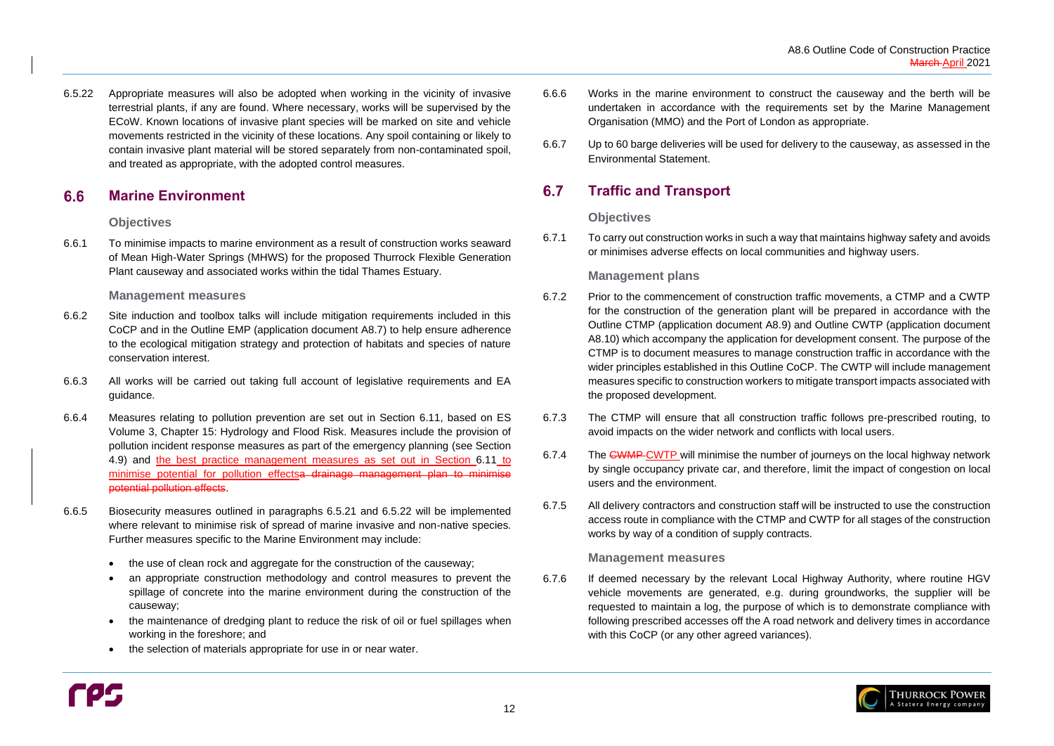6.5.22 Appropriate measures will also be adopted when working in the vicinity of invasive terrestrial plants, if any are found. Where necessary, works will be supervised by the ECoW. Known locations of invasive plant species will be marked on site and vehicle movements restricted in the vicinity of these locations. Any spoil containing or likely to contain invasive plant material will be stored separately from non-contaminated spoil, and treated as appropriate, with the adopted control measures.

## 6.6 Marine Environment

### Objectives

6.6.1 To minimise impacts to marine environment as a result of construction works seaward of Mean High-Water Springs (MHWS) for the proposed Thurrock Flexible Generation Plant causeway and associated works within the tidal Thames Estuary.

### Management measures

6.6.2 Site induction and toolbox talks will include mitigation requirements included in this CoCP and in the Outline EMP (application document A8.7) to help ensure adherence to the ecological mitigation strategy and protection of habitats and species of nature conservation interest.

6.6.3 All works will be carried out taking full account of legislative requirements and EA guidance.

6.6.4 Measures relating to pollution prevention are set out in Section 6.11, based on ES Volume 3, Chapter 15: Hydrology and Flood Risk. Measures include the provision of pollution incident response measures as part of the emergency planning (see Section 4.9) and the best practice management measures as set out in Section 6.11 to minimise potential for pollution effects~~a drainage management plan to minimise potential pollution effects~~.

6.6.5 Biosecurity measures outlined in paragraphs 6.5.21 and 6.5.22 will be implemented where relevant to minimise risk of spread of marine invasive and non-native species. Further measures specific to the Marine Environment may include:

- the use of clean rock and aggregate for the construction of the causeway;
- an appropriate construction methodology and control measures to prevent the spillage of concrete into the marine environment during the construction of the causeway;
- the maintenance of dredging plant to reduce the risk of oil or fuel spillages when working in the foreshore; and
- the selection of materials appropriate for use in or near water.

6.6.6 Works in the marine environment to construct the causeway and the berth will be undertaken in accordance with the requirements set by the Marine Management Organisation (MMO) and the Port of London as appropriate.

6.6.7 Up to 60 barge deliveries will be used for delivery to the causeway, as assessed in the Environmental Statement.

## 6.7 Traffic and Transport

### Objectives

6.7.1 To carry out construction works in such a way that maintains highway safety and avoids or minimises adverse effects on local communities and highway users.

### Management plans

6.7.2 Prior to the commencement of construction traffic movements, a CTMP and a CWTP for the construction of the generation plant will be prepared in accordance with the Outline CTMP (application document A8.9) and Outline CWTP (application document A8.10) which accompany the application for development consent. The purpose of the CTMP is to document measures to manage construction traffic in accordance with the wider principles established in this Outline CoCP. The CWTP will include management measures specific to construction workers to mitigate transport impacts associated with the proposed development.

6.7.3 The CTMP will ensure that all construction traffic follows pre-prescribed routing, to avoid impacts on the wider network and conflicts with local users.

6.7.4 The ~~CWMP~~ CWTP will minimise the number of journeys on the local highway network by single occupancy private car, and therefore, limit the impact of congestion on local users and the environment.

6.7.5 All delivery contractors and construction staff will be instructed to use the construction access route in compliance with the CTMP and CWTP for all stages of the construction works by way of a condition of supply contracts.

### Management measures

6.7.6 If deemed necessary by the relevant Local Highway Authority, where routine HGV vehicle movements are generated, e.g. during groundworks, the supplier will be requested to maintain a log, the purpose of which is to demonstrate compliance with following prescribed accesses off the A road network and delivery times in accordance with this CoCP (or any other agreed variances).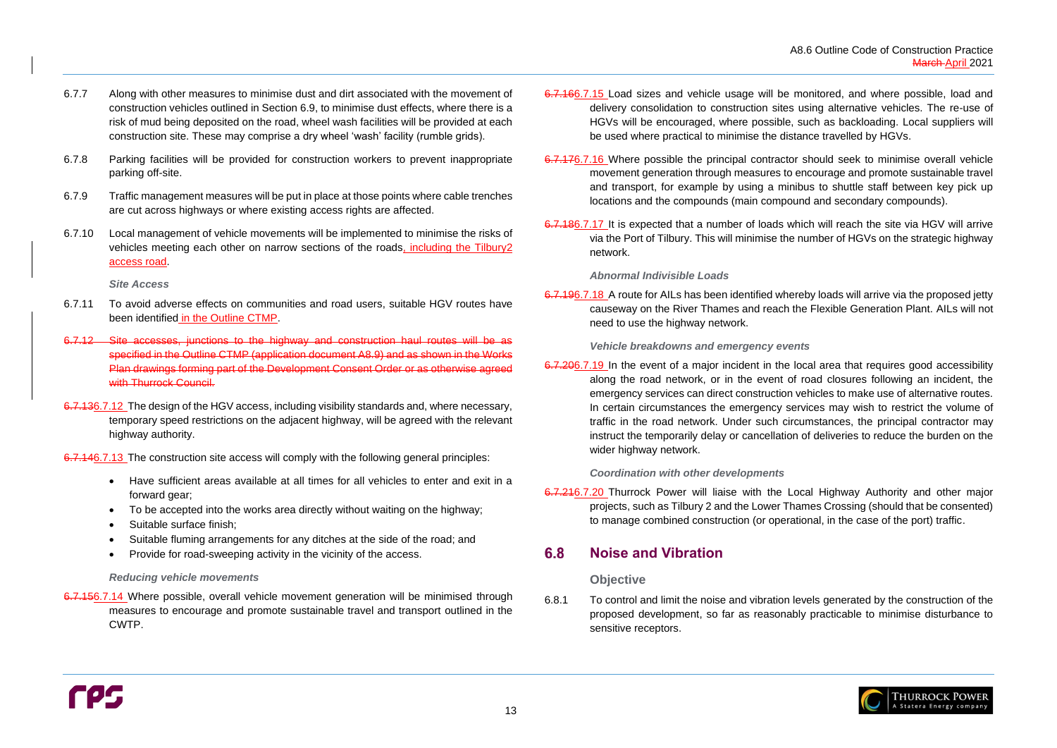6.7.7 Along with other measures to minimise dust and dirt associated with the movement of construction vehicles outlined in Section 6.9, to minimise dust effects, where there is a risk of mud being deposited on the road, wheel wash facilities will be provided at each construction site. These may comprise a dry wheel 'wash' facility (rumble grids).

6.7.8 Parking facilities will be provided for construction workers to prevent inappropriate parking off-site.

6.7.9 Traffic management measures will be put in place at those points where cable trenches are cut across highways or where existing access rights are affected.

6.7.10 Local management of vehicle movements will be implemented to minimise the risks of vehicles meeting each other on narrow sections of the roads, including the Tilbury2 access road.

***Site Access***

6.7.11 To avoid adverse effects on communities and road users, suitable HGV routes have been identified in the Outline CTMP.

~~6.7.12 Site accesses, junctions to the highway and construction haul routes will be as specified in the Outline CTMP (application document A8.9) and as shown in the Works Plan drawings forming part of the Development Consent Order or as otherwise agreed with Thurrock Council.~~

~~6.7.13~~6.7.12 The design of the HGV access, including visibility standards and, where necessary, temporary speed restrictions on the adjacent highway, will be agreed with the relevant highway authority.

~~6.7.14~~6.7.13 The construction site access will comply with the following general principles:

- Have sufficient areas available at all times for all vehicles to enter and exit in a forward gear;
- To be accepted into the works area directly without waiting on the highway;
- Suitable surface finish;
- Suitable fluming arrangements for any ditches at the side of the road; and
- Provide for road-sweeping activity in the vicinity of the access.

***Reducing vehicle movements***

~~6.7.15~~6.7.14 Where possible, overall vehicle movement generation will be minimised through measures to encourage and promote sustainable travel and transport outlined in the CWTP.

~~6.7.16~~6.7.15 Load sizes and vehicle usage will be monitored, and where possible, load and delivery consolidation to construction sites using alternative vehicles. The re-use of HGVs will be encouraged, where possible, such as backloading. Local suppliers will be used where practical to minimise the distance travelled by HGVs.

~~6.7.17~~6.7.16 Where possible the principal contractor should seek to minimise overall vehicle movement generation through measures to encourage and promote sustainable travel and transport, for example by using a minibus to shuttle staff between key pick up locations and the compounds (main compound and secondary compounds).

~~6.7.18~~6.7.17 It is expected that a number of loads which will reach the site via HGV will arrive via the Port of Tilbury. This will minimise the number of HGVs on the strategic highway network.

***Abnormal Indivisible Loads***

~~6.7.19~~6.7.18 A route for AILs has been identified whereby loads will arrive via the proposed jetty causeway on the River Thames and reach the Flexible Generation Plant. AILs will not need to use the highway network.

***Vehicle breakdowns and emergency events***

~~6.7.20~~6.7.19 In the event of a major incident in the local area that requires good accessibility along the road network, or in the event of road closures following an incident, the emergency services can direct construction vehicles to make use of alternative routes. In certain circumstances the emergency services may wish to restrict the volume of traffic in the road network. Under such circumstances, the principal contractor may instruct the temporarily delay or cancellation of deliveries to reduce the burden on the wider highway network.

***Coordination with other developments***

~~6.7.21~~6.7.20 Thurrock Power will liaise with the Local Highway Authority and other major projects, such as Tilbury 2 and the Lower Thames Crossing (should that be consented) to manage combined construction (or operational, in the case of the port) traffic.

## 6.8 Noise and Vibration

### Objective

6.8.1 To control and limit the noise and vibration levels generated by the construction of the proposed development, so far as reasonably practicable to minimise disturbance to sensitive receptors.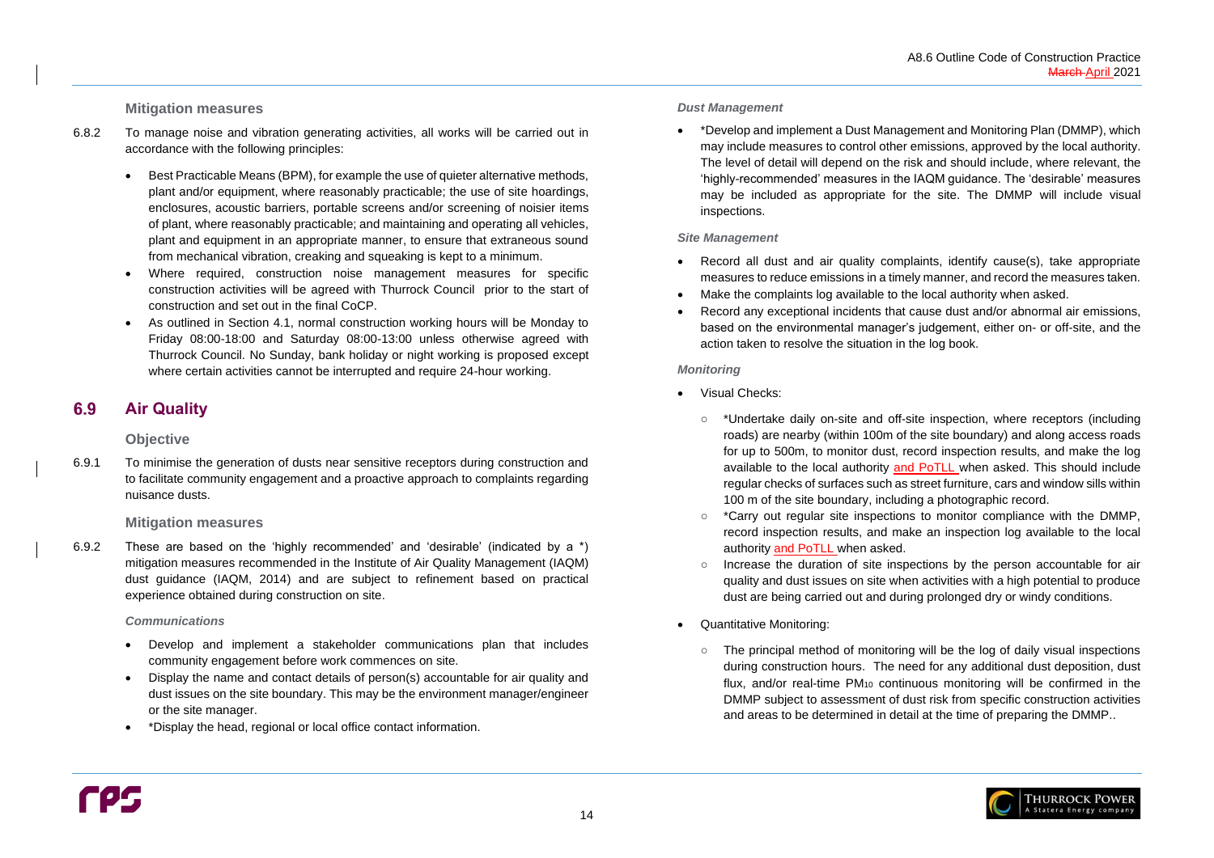### Mitigation measures

6.8.2 To manage noise and vibration generating activities, all works will be carried out in accordance with the following principles:

- Best Practicable Means (BPM), for example the use of quieter alternative methods, plant and/or equipment, where reasonably practicable; the use of site hoardings, enclosures, acoustic barriers, portable screens and/or screening of noisier items of plant, where reasonably practicable; and maintaining and operating all vehicles, plant and equipment in an appropriate manner, to ensure that extraneous sound from mechanical vibration, creaking and squeaking is kept to a minimum.
- Where required, construction noise management measures for specific construction activities will be agreed with Thurrock Council prior to the start of construction and set out in the final CoCP.
- As outlined in Section 4.1, normal construction working hours will be Monday to Friday 08:00-18:00 and Saturday 08:00-13:00 unless otherwise agreed with Thurrock Council. No Sunday, bank holiday or night working is proposed except where certain activities cannot be interrupted and require 24-hour working.

## 6.9 Air Quality

### Objective

6.9.1 To minimise the generation of dusts near sensitive receptors during construction and to facilitate community engagement and a proactive approach to complaints regarding nuisance dusts.

### Mitigation measures

6.9.2 These are based on the 'highly recommended' and 'desirable' (indicated by a *) mitigation measures recommended in the Institute of Air Quality Management (IAQM) dust guidance (IAQM, 2014) and are subject to refinement based on practical experience obtained during construction on site.

*Communications*

- Develop and implement a stakeholder communications plan that includes community engagement before work commences on site.
- Display the name and contact details of person(s) accountable for air quality and dust issues on the site boundary. This may be the environment manager/engineer or the site manager.
- *Display the head, regional or local office contact information.

*Dust Management*

- *Develop and implement a Dust Management and Monitoring Plan (DMMP), which may include measures to control other emissions, approved by the local authority. The level of detail will depend on the risk and should include, where relevant, the 'highly-recommended' measures in the IAQM guidance. The 'desirable' measures may be included as appropriate for the site. The DMMP will include visual inspections.

*Site Management*

- Record all dust and air quality complaints, identify cause(s), take appropriate measures to reduce emissions in a timely manner, and record the measures taken.
- Make the complaints log available to the local authority when asked.
- Record any exceptional incidents that cause dust and/or abnormal air emissions, based on the environmental manager's judgement, either on- or off-site, and the action taken to resolve the situation in the log book.

*Monitoring*

- Visual Checks:
  - *Undertake daily on-site and off-site inspection, where receptors (including roads) are nearby (within 100m of the site boundary) and along access roads for up to 500m, to monitor dust, record inspection results, and make the log available to the local authority and PoTLL when asked. This should include regular checks of surfaces such as street furniture, cars and window sills within 100 m of the site boundary, including a photographic record.
  - *Carry out regular site inspections to monitor compliance with the DMMP, record inspection results, and make an inspection log available to the local authority and PoTLL when asked.
  - Increase the duration of site inspections by the person accountable for air quality and dust issues on site when activities with a high potential to produce dust are being carried out and during prolonged dry or windy conditions.
- Quantitative Monitoring:
  - The principal method of monitoring will be the log of daily visual inspections during construction hours. The need for any additional dust deposition, dust flux, and/or real-time $PM_{10}$ continuous monitoring will be confirmed in the DMMP subject to assessment of dust risk from specific construction activities and areas to be determined in detail at the time of preparing the DMMP..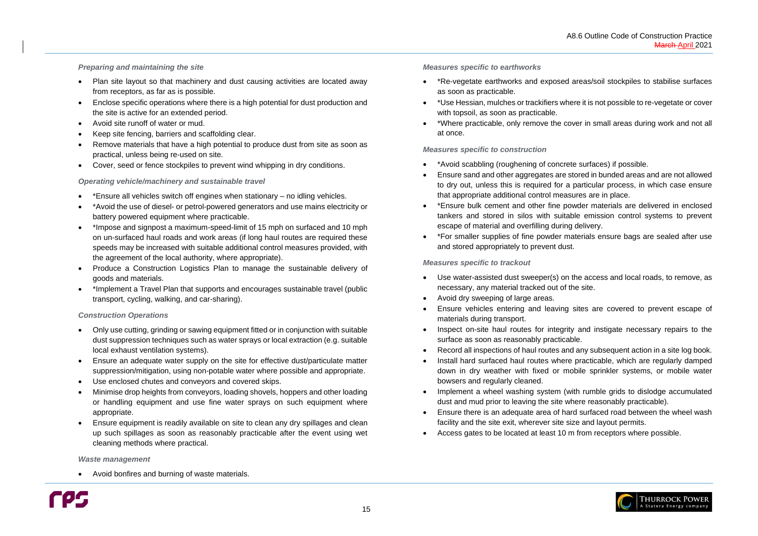### *Preparing and maintaining the site*

- Plan site layout so that machinery and dust causing activities are located away from receptors, as far as is possible.
- Enclose specific operations where there is a high potential for dust production and the site is active for an extended period.
- Avoid site runoff of water or mud.
- Keep site fencing, barriers and scaffolding clear.
- Remove materials that have a high potential to produce dust from site as soon as practical, unless being re-used on site.
- Cover, seed or fence stockpiles to prevent wind whipping in dry conditions.

### *Operating vehicle/machinery and sustainable travel*

- *Ensure all vehicles switch off engines when stationary – no idling vehicles.
- *Avoid the use of diesel- or petrol-powered generators and use mains electricity or battery powered equipment where practicable.
- *Impose and signpost a maximum-speed-limit of 15 mph on surfaced and 10 mph on un-surfaced haul roads and work areas (if long haul routes are required these speeds may be increased with suitable additional control measures provided, with the agreement of the local authority, where appropriate).
- Produce a Construction Logistics Plan to manage the sustainable delivery of goods and materials.
- *Implement a Travel Plan that supports and encourages sustainable travel (public transport, cycling, walking, and car-sharing).

### *Construction Operations*

- Only use cutting, grinding or sawing equipment fitted or in conjunction with suitable dust suppression techniques such as water sprays or local extraction (e.g. suitable local exhaust ventilation systems).
- Ensure an adequate water supply on the site for effective dust/particulate matter suppression/mitigation, using non-potable water where possible and appropriate.
- Use enclosed chutes and conveyors and covered skips.
- Minimise drop heights from conveyors, loading shovels, hoppers and other loading or handling equipment and use fine water sprays on such equipment where appropriate.
- Ensure equipment is readily available on site to clean any dry spillages and clean up such spillages as soon as reasonably practicable after the event using wet cleaning methods where practical.

### *Waste management*

- Avoid bonfires and burning of waste materials.

### *Measures specific to earthworks*

- *Re-vegetate earthworks and exposed areas/soil stockpiles to stabilise surfaces as soon as practicable.
- *Use Hessian, mulches or trackifiers where it is not possible to re-vegetate or cover with topsoil, as soon as practicable.
- *Where practicable, only remove the cover in small areas during work and not all at once.

### *Measures specific to construction*

- *Avoid scabbling (roughening of concrete surfaces) if possible.
- Ensure sand and other aggregates are stored in bunded areas and are not allowed to dry out, unless this is required for a particular process, in which case ensure that appropriate additional control measures are in place.
- *Ensure bulk cement and other fine powder materials are delivered in enclosed tankers and stored in silos with suitable emission control systems to prevent escape of material and overfilling during delivery.
- *For smaller supplies of fine powder materials ensure bags are sealed after use and stored appropriately to prevent dust.

### *Measures specific to trackout*

- Use water-assisted dust sweeper(s) on the access and local roads, to remove, as necessary, any material tracked out of the site.
- Avoid dry sweeping of large areas.
- Ensure vehicles entering and leaving sites are covered to prevent escape of materials during transport.
- Inspect on-site haul routes for integrity and instigate necessary repairs to the surface as soon as reasonably practicable.
- Record all inspections of haul routes and any subsequent action in a site log book.
- Install hard surfaced haul routes where practicable, which are regularly damped down in dry weather with fixed or mobile sprinkler systems, or mobile water bowsers and regularly cleaned.
- Implement a wheel washing system (with rumble grids to dislodge accumulated dust and mud prior to leaving the site where reasonably practicable).
- Ensure there is an adequate area of hard surfaced road between the wheel wash facility and the site exit, wherever site size and layout permits.
- Access gates to be located at least 10 m from receptors where possible.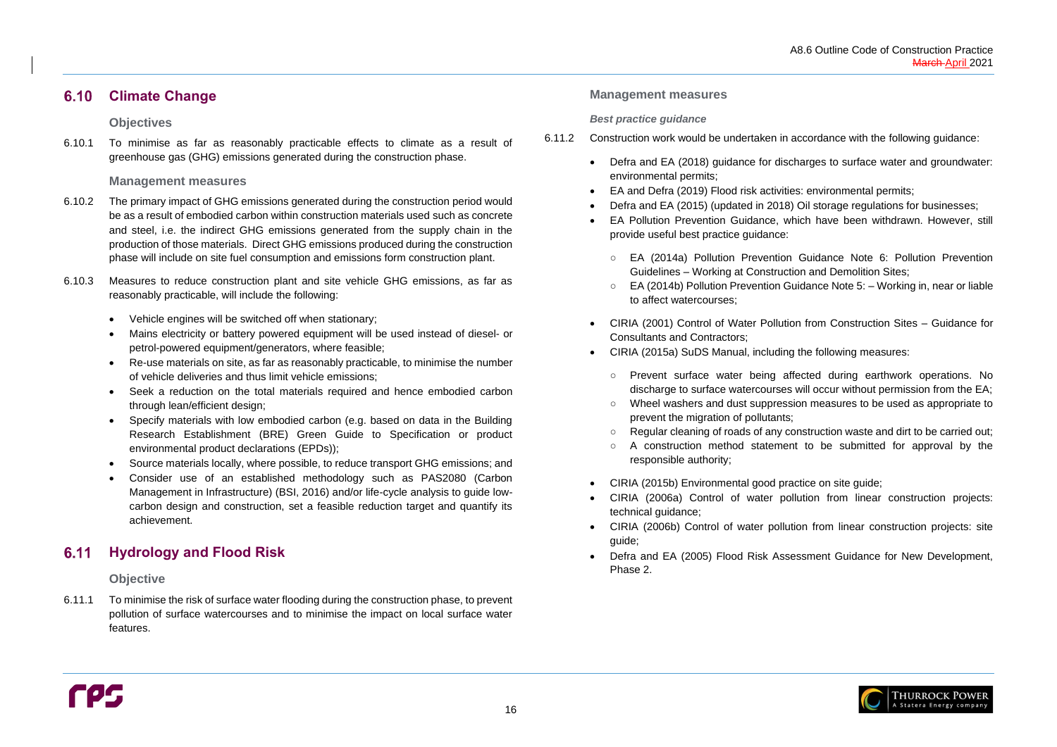## 6.10 Climate Change

### Objectives

6.10.1 To minimise as far as reasonably practicable effects to climate as a result of greenhouse gas (GHG) emissions generated during the construction phase.

### Management measures

6.10.2 The primary impact of GHG emissions generated during the construction period would be as a result of embodied carbon within construction materials used such as concrete and steel, i.e. the indirect GHG emissions generated from the supply chain in the production of those materials. Direct GHG emissions produced during the construction phase will include on site fuel consumption and emissions form construction plant.

6.10.3 Measures to reduce construction plant and site vehicle GHG emissions, as far as reasonably practicable, will include the following:

- Vehicle engines will be switched off when stationary;
- Mains electricity or battery powered equipment will be used instead of diesel- or petrol-powered equipment/generators, where feasible;
- Re-use materials on site, as far as reasonably practicable, to minimise the number of vehicle deliveries and thus limit vehicle emissions;
- Seek a reduction on the total materials required and hence embodied carbon through lean/efficient design;
- Specify materials with low embodied carbon (e.g. based on data in the Building Research Establishment (BRE) Green Guide to Specification or product environmental product declarations (EPDs));
- Source materials locally, where possible, to reduce transport GHG emissions; and
- Consider use of an established methodology such as PAS2080 (Carbon Management in Infrastructure) (BSI, 2016) and/or life-cycle analysis to guide low-carbon design and construction, set a feasible reduction target and quantify its achievement.

## 6.11 Hydrology and Flood Risk

### Objective

6.11.1 To minimise the risk of surface water flooding during the construction phase, to prevent pollution of surface watercourses and to minimise the impact on local surface water features.

### Management measures

#### *Best practice guidance*

6.11.2 Construction work would be undertaken in accordance with the following guidance:

- Defra and EA (2018) guidance for discharges to surface water and groundwater: environmental permits;
- EA and Defra (2019) Flood risk activities: environmental permits;
- Defra and EA (2015) (updated in 2018) Oil storage regulations for businesses;
- EA Pollution Prevention Guidance, which have been withdrawn. However, still provide useful best practice guidance:
  - EA (2014a) Pollution Prevention Guidance Note 6: Pollution Prevention Guidelines – Working at Construction and Demolition Sites;
  - EA (2014b) Pollution Prevention Guidance Note 5: – Working in, near or liable to affect watercourses;
- CIRIA (2001) Control of Water Pollution from Construction Sites – Guidance for Consultants and Contractors;
- CIRIA (2015a) SuDS Manual, including the following measures:
  - Prevent surface water being affected during earthwork operations. No discharge to surface watercourses will occur without permission from the EA;
  - Wheel washers and dust suppression measures to be used as appropriate to prevent the migration of pollutants;
  - Regular cleaning of roads of any construction waste and dirt to be carried out;
  - A construction method statement to be submitted for approval by the responsible authority;
- CIRIA (2015b) Environmental good practice on site guide;
- CIRIA (2006a) Control of water pollution from linear construction projects: technical guidance;
- CIRIA (2006b) Control of water pollution from linear construction projects: site guide;
- Defra and EA (2005) Flood Risk Assessment Guidance for New Development, Phase 2.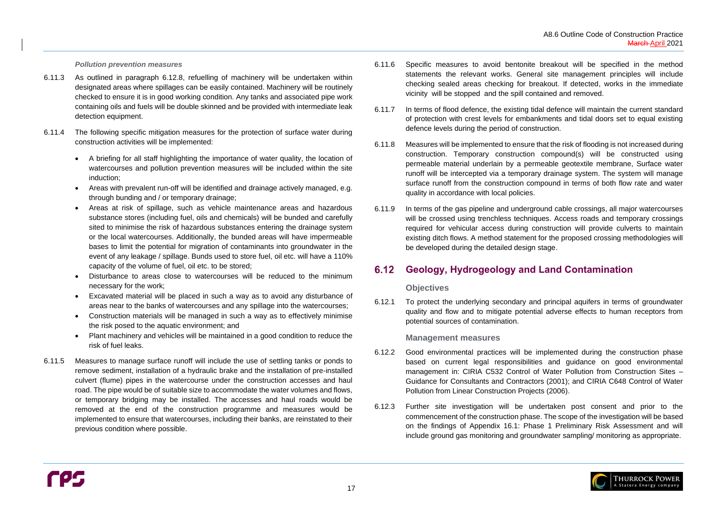*Pollution prevention measures*

6.11.3 As outlined in paragraph 6.12.8, refuelling of machinery will be undertaken within designated areas where spillages can be easily contained. Machinery will be routinely checked to ensure it is in good working condition. Any tanks and associated pipe work containing oils and fuels will be double skinned and be provided with intermediate leak detection equipment.

6.11.4 The following specific mitigation measures for the protection of surface water during construction activities will be implemented:

- A briefing for all staff highlighting the importance of water quality, the location of watercourses and pollution prevention measures will be included within the site induction;
- Areas with prevalent run-off will be identified and drainage actively managed, e.g. through bunding and / or temporary drainage;
- Areas at risk of spillage, such as vehicle maintenance areas and hazardous substance stores (including fuel, oils and chemicals) will be bunded and carefully sited to minimise the risk of hazardous substances entering the drainage system or the local watercourses. Additionally, the bunded areas will have impermeable bases to limit the potential for migration of contaminants into groundwater in the event of any leakage / spillage. Bunds used to store fuel, oil etc. will have a 110% capacity of the volume of fuel, oil etc. to be stored;
- Disturbance to areas close to watercourses will be reduced to the minimum necessary for the work;
- Excavated material will be placed in such a way as to avoid any disturbance of areas near to the banks of watercourses and any spillage into the watercourses;
- Construction materials will be managed in such a way as to effectively minimise the risk posed to the aquatic environment; and
- Plant machinery and vehicles will be maintained in a good condition to reduce the risk of fuel leaks.

6.11.5 Measures to manage surface runoff will include the use of settling tanks or ponds to remove sediment, installation of a hydraulic brake and the installation of pre-installed culvert (flume) pipes in the watercourse under the construction accesses and haul road. The pipe would be of suitable size to accommodate the water volumes and flows, or temporary bridging may be installed. The accesses and haul roads would be removed at the end of the construction programme and measures would be implemented to ensure that watercourses, including their banks, are reinstated to their previous condition where possible.

6.11.6 Specific measures to avoid bentonite breakout will be specified in the method statements the relevant works. General site management principles will include checking sealed areas checking for breakout. If detected, works in the immediate vicinity will be stopped and the spill contained and removed.

6.11.7 In terms of flood defence, the existing tidal defence will maintain the current standard of protection with crest levels for embankments and tidal doors set to equal existing defence levels during the period of construction.

6.11.8 Measures will be implemented to ensure that the risk of flooding is not increased during construction. Temporary construction compound(s) will be constructed using permeable material underlain by a permeable geotextile membrane, Surface water runoff will be intercepted via a temporary drainage system. The system will manage surface runoff from the construction compound in terms of both flow rate and water quality in accordance with local policies.

6.11.9 In terms of the gas pipeline and underground cable crossings, all major watercourses will be crossed using trenchless techniques. Access roads and temporary crossings required for vehicular access during construction will provide culverts to maintain existing ditch flows. A method statement for the proposed crossing methodologies will be developed during the detailed design stage.

## 6.12 Geology, Hydrogeology and Land Contamination

### Objectives

6.12.1 To protect the underlying secondary and principal aquifers in terms of groundwater quality and flow and to mitigate potential adverse effects to human receptors from potential sources of contamination.

### Management measures

6.12.2 Good environmental practices will be implemented during the construction phase based on current legal responsibilities and guidance on good environmental management in: CIRIA C532 Control of Water Pollution from Construction Sites – Guidance for Consultants and Contractors (2001); and CIRIA C648 Control of Water Pollution from Linear Construction Projects (2006).

6.12.3 Further site investigation will be undertaken post consent and prior to the commencement of the construction phase. The scope of the investigation will be based on the findings of Appendix 16.1: Phase 1 Preliminary Risk Assessment and will include ground gas monitoring and groundwater sampling/ monitoring as appropriate.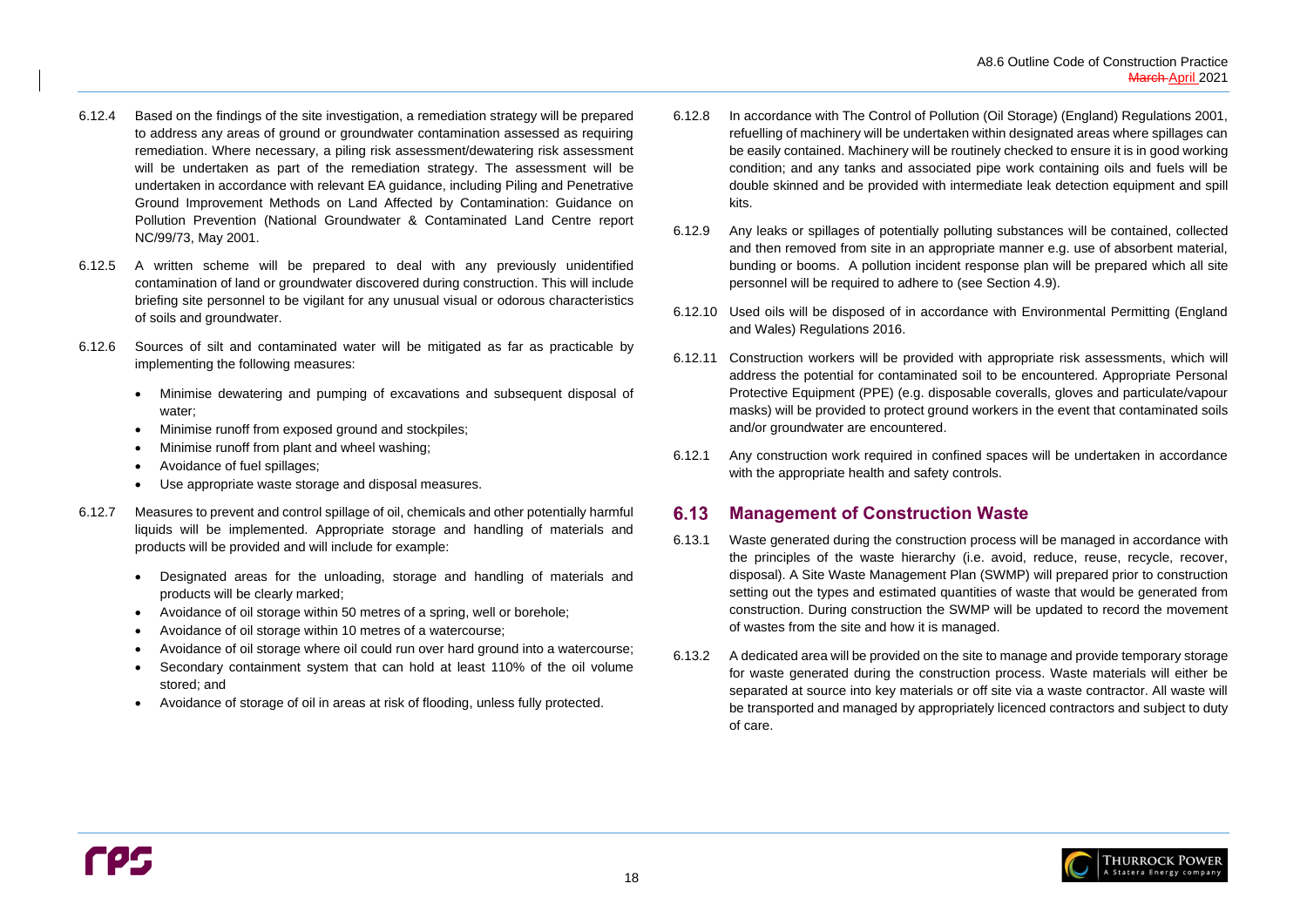6.12.4 Based on the findings of the site investigation, a remediation strategy will be prepared to address any areas of ground or groundwater contamination assessed as requiring remediation. Where necessary, a piling risk assessment/dewatering risk assessment will be undertaken as part of the remediation strategy. The assessment will be undertaken in accordance with relevant EA guidance, including Piling and Penetrative Ground Improvement Methods on Land Affected by Contamination: Guidance on Pollution Prevention (National Groundwater & Contaminated Land Centre report NC/99/73, May 2001.

6.12.5 A written scheme will be prepared to deal with any previously unidentified contamination of land or groundwater discovered during construction. This will include briefing site personnel to be vigilant for any unusual visual or odorous characteristics of soils and groundwater.

6.12.6 Sources of silt and contaminated water will be mitigated as far as practicable by implementing the following measures:

- Minimise dewatering and pumping of excavations and subsequent disposal of water;
- Minimise runoff from exposed ground and stockpiles;
- Minimise runoff from plant and wheel washing;
- Avoidance of fuel spillages;
- Use appropriate waste storage and disposal measures.

6.12.7 Measures to prevent and control spillage of oil, chemicals and other potentially harmful liquids will be implemented. Appropriate storage and handling of materials and products will be provided and will include for example:

- Designated areas for the unloading, storage and handling of materials and products will be clearly marked;
- Avoidance of oil storage within 50 metres of a spring, well or borehole;
- Avoidance of oil storage within 10 metres of a watercourse;
- Avoidance of oil storage where oil could run over hard ground into a watercourse;
- Secondary containment system that can hold at least 110% of the oil volume stored; and
- Avoidance of storage of oil in areas at risk of flooding, unless fully protected.

6.12.8 In accordance with The Control of Pollution (Oil Storage) (England) Regulations 2001, refuelling of machinery will be undertaken within designated areas where spillages can be easily contained. Machinery will be routinely checked to ensure it is in good working condition; and any tanks and associated pipe work containing oils and fuels will be double skinned and be provided with intermediate leak detection equipment and spill kits.

6.12.9 Any leaks or spillages of potentially polluting substances will be contained, collected and then removed from site in an appropriate manner e.g. use of absorbent material, bunding or booms. A pollution incident response plan will be prepared which all site personnel will be required to adhere to (see Section 4.9).

6.12.10 Used oils will be disposed of in accordance with Environmental Permitting (England and Wales) Regulations 2016.

6.12.11 Construction workers will be provided with appropriate risk assessments, which will address the potential for contaminated soil to be encountered. Appropriate Personal Protective Equipment (PPE) (e.g. disposable coveralls, gloves and particulate/vapour masks) will be provided to protect ground workers in the event that contaminated soils and/or groundwater are encountered.

6.12.1 Any construction work required in confined spaces will be undertaken in accordance with the appropriate health and safety controls.

## 6.13 Management of Construction Waste

6.13.1 Waste generated during the construction process will be managed in accordance with the principles of the waste hierarchy (i.e. avoid, reduce, reuse, recycle, recover, disposal). A Site Waste Management Plan (SWMP) will prepared prior to construction setting out the types and estimated quantities of waste that would be generated from construction. During construction the SWMP will be updated to record the movement of wastes from the site and how it is managed.

6.13.2 A dedicated area will be provided on the site to manage and provide temporary storage for waste generated during the construction process. Waste materials will either be separated at source into key materials or off site via a waste contractor. All waste will be transported and managed by appropriately licenced contractors and subject to duty of care.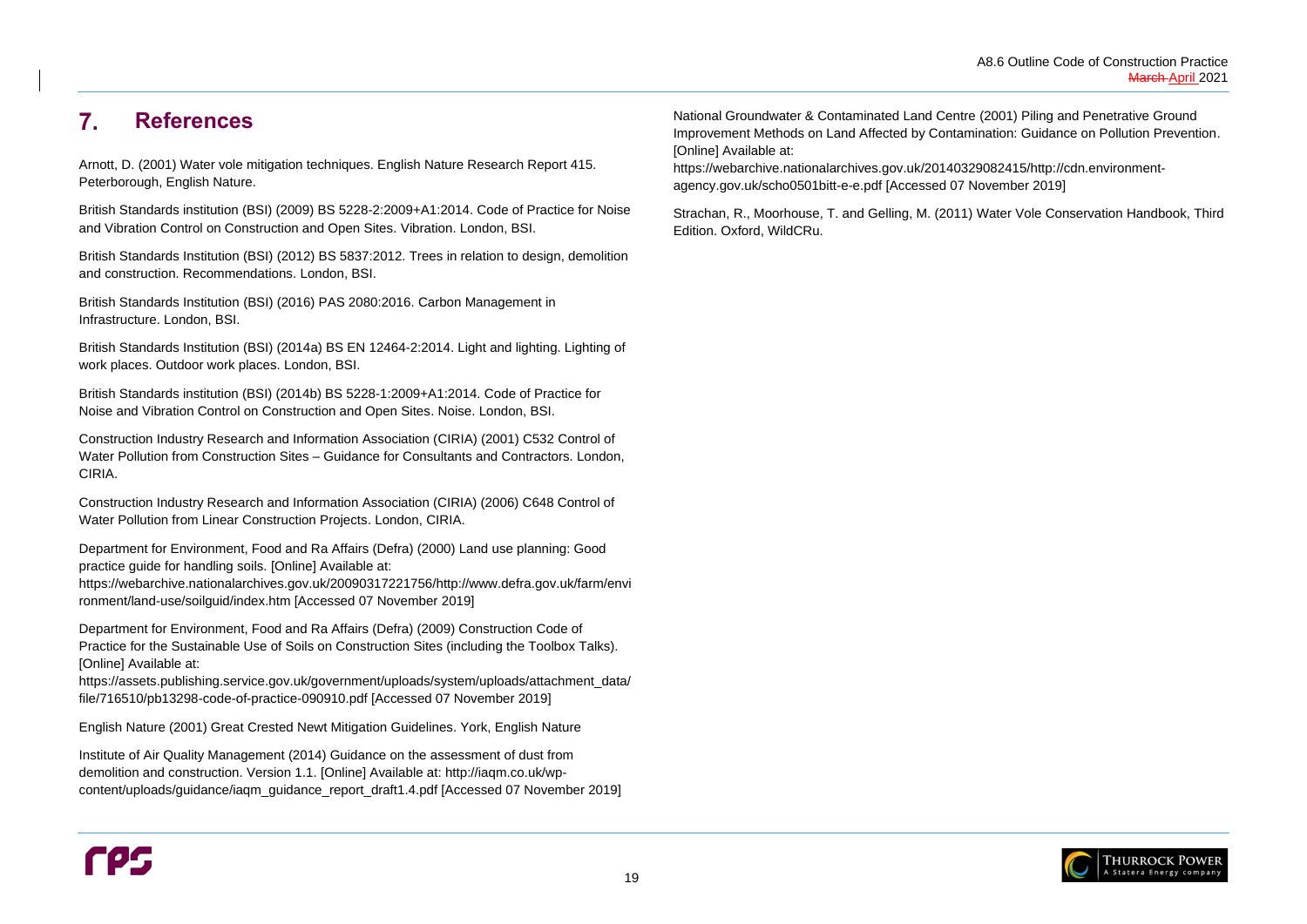# 7. References

Arnott, D. (2001) Water vole mitigation techniques. English Nature Research Report 415. Peterborough, English Nature.

British Standards institution (BSI) (2009) BS 5228-2:2009+A1:2014. Code of Practice for Noise and Vibration Control on Construction and Open Sites. Vibration. London, BSI.

British Standards Institution (BSI) (2012) BS 5837:2012. Trees in relation to design, demolition and construction. Recommendations. London, BSI.

British Standards Institution (BSI) (2016) PAS 2080:2016. Carbon Management in Infrastructure. London, BSI.

British Standards Institution (BSI) (2014a) BS EN 12464-2:2014. Light and lighting. Lighting of work places. Outdoor work places. London, BSI.

British Standards institution (BSI) (2014b) BS 5228-1:2009+A1:2014. Code of Practice for Noise and Vibration Control on Construction and Open Sites. Noise. London, BSI.

Construction Industry Research and Information Association (CIRIA) (2001) C532 Control of Water Pollution from Construction Sites – Guidance for Consultants and Contractors. London, CIRIA.

Construction Industry Research and Information Association (CIRIA) (2006) C648 Control of Water Pollution from Linear Construction Projects. London, CIRIA.

Department for Environment, Food and Ra Affairs (Defra) (2000) Land use planning: Good practice guide for handling soils. [Online] Available at: https://webarchive.nationalarchives.gov.uk/20090317221756/http://www.defra.gov.uk/farm/environment/land-use/soilguid/index.htm [Accessed 07 November 2019]

Department for Environment, Food and Ra Affairs (Defra) (2009) Construction Code of Practice for the Sustainable Use of Soils on Construction Sites (including the Toolbox Talks). [Online] Available at: https://assets.publishing.service.gov.uk/government/uploads/system/uploads/attachment_data/file/716510/pb13298-code-of-practice-090910.pdf [Accessed 07 November 2019]

English Nature (2001) Great Crested Newt Mitigation Guidelines. York, English Nature

Institute of Air Quality Management (2014) Guidance on the assessment of dust from demolition and construction. Version 1.1. [Online] Available at: http://iaqm.co.uk/wp-content/uploads/guidance/iaqm_guidance_report_draft1.4.pdf [Accessed 07 November 2019]

National Groundwater & Contaminated Land Centre (2001) Piling and Penetrative Ground Improvement Methods on Land Affected by Contamination: Guidance on Pollution Prevention. [Online] Available at: https://webarchive.nationalarchives.gov.uk/20140329082415/http://cdn.environment-agency.gov.uk/scho0501bitt-e-e.pdf [Accessed 07 November 2019]

Strachan, R., Moorhouse, T. and Gelling, M. (2011) Water Vole Conservation Handbook, Third Edition. Oxford, WildCRu.